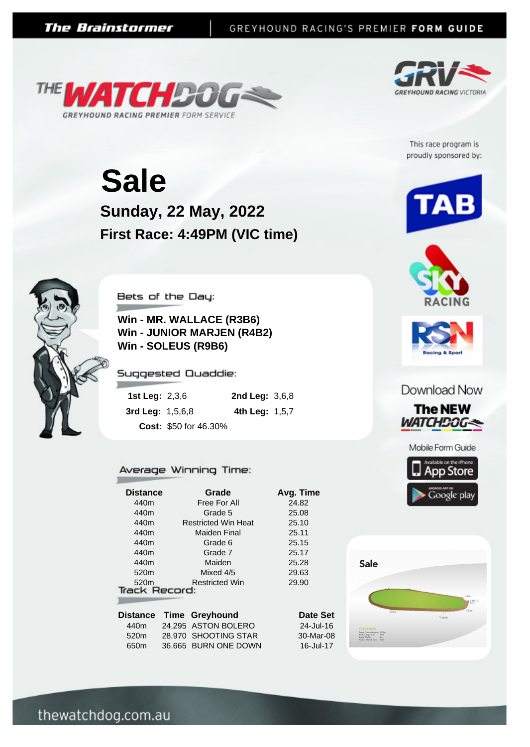# Sale

## Sunday, 22 May, 2022

## First Race: 4:49PM (VIC time)

This race program is proudly sponsored by:

### Bets of the Day:

**Win - MR. WALLACE (R3B6)**
**Win - JUNIOR MARJEN (R4B2)**
**Win - SOLEUS (R9B6)**

### Suggested Quaddie:

**1st Leg:** 2,3,6    **2nd Leg:** 3,6,8
**3rd Leg:** 1,5,6,8    **4th Leg:** 1,5,7
**Cost:** $50 for 46.30%

### Average Winning Time:

| Distance | Grade | Avg. Time |
|---|---|---|
| 440m | Free For All | 24.82 |
| 440m | Grade 5 | 25.08 |
| 440m | Restricted Win Heat | 25.10 |
| 440m | Maiden Final | 25.11 |
| 440m | Grade 6 | 25.15 |
| 440m | Grade 7 | 25.17 |
| 440m | Maiden | 25.28 |
| 520m | Mixed 4/5 | 29.63 |
| 520m | Restricted Win | 29.90 |

### Track Record:

| Distance | Time | Greyhound | Date Set |
|---|---|---|---|
| 440m | 24.295 | ASTON BOLERO | 24-Jul-16 |
| 520m | 28.970 | SHOOTING STAR | 30-Mar-08 |
| 650m | 36.665 | BURN ONE DOWN | 16-Jul-17 |

Download Now The NEW WATCHDOG Mobile Form Guide

thewatchdog.com.au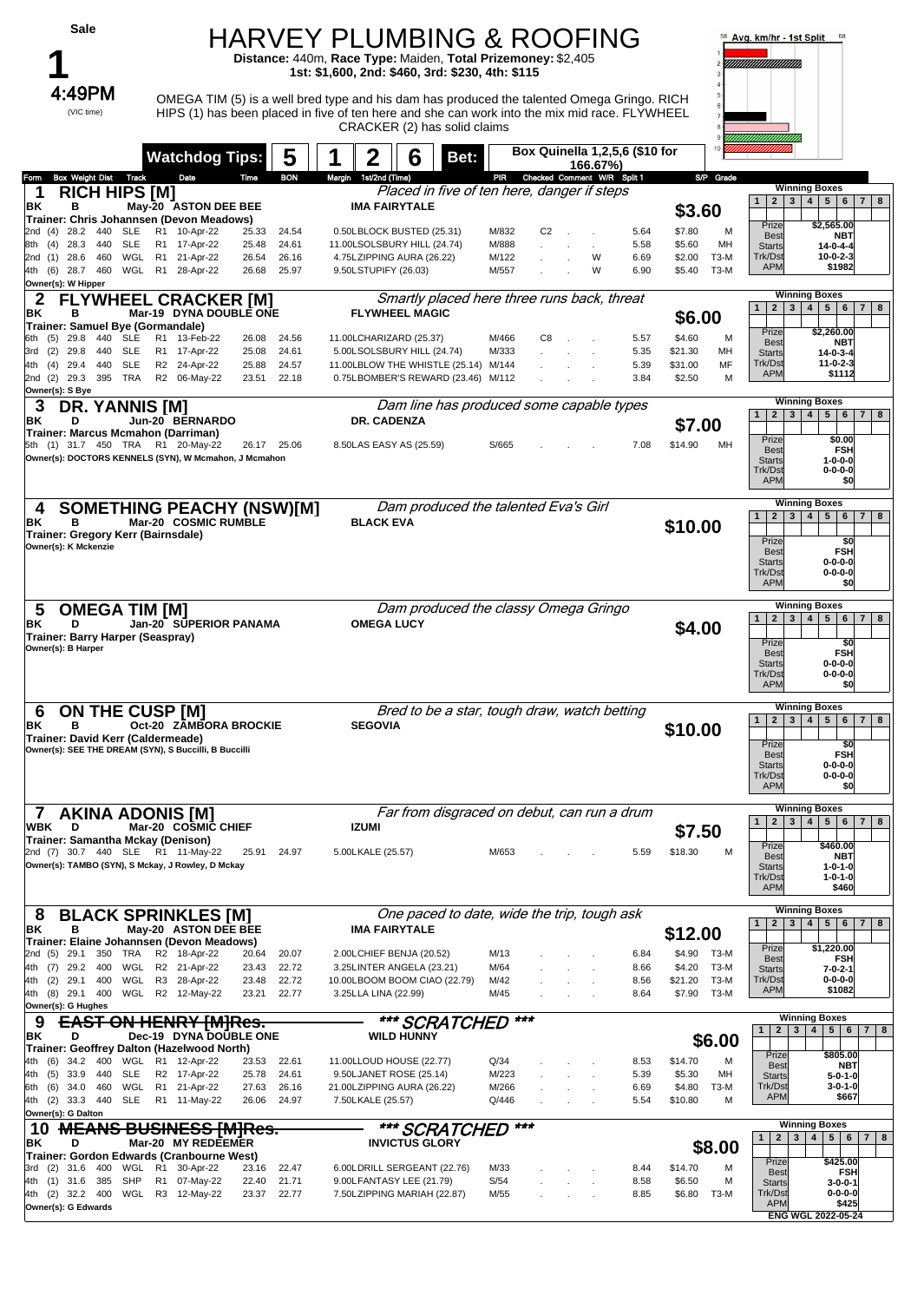Sale

# 1

**4:49PM** (VIC time)

# HARVEY PLUMBING & ROOFING

**Distance:** 440m, **Race Type:** Maiden, **Total Prizemoney:** $2,405
**1st: $1,600, 2nd: $460, 3rd: $230, 4th: $115**

OMEGA TIM (5) is a well bred type and his dam has produced the talented Omega Gringo. RICH HIPS (1) has been placed in five of ten here and she can work into the mix mid race. FLYWHEEL CRACKER (2) has solid claims

**Watchdog Tips:** 5 1 2 6 **Bet:** Box Quinella 1,2,5,6 ($10 for 166.67%)

Avg. km/hr - 1st Split

---

## 1 RICH HIPS [M]
*Placed in five of ten here, danger if steps*

BK B May-20 ASTON DEE BEE — IMA FAIRYTALE — **$3.60**
Trainer: Chris Johannsen (Devon Meadows)

| Form | Box | Weight | Dist | Track | Race | Date | Time | BON | Margin | 1st/2nd (Time) | PIR | Checked | Comment | W/R | Split 1 | S/P | Grade |
|---|---|---|---|---|---|---|---|---|---|---|---|---|---|---|---|---|---|
| 2nd | (4) | 28.2 | 440 | SLE | R1 | 10-Apr-22 | 25.33 | 24.54 | 0.50 | LBLOCK BUSTED (25.31) | M/832 | C2 | | | 5.64 | $7.80 | M |
| 8th | (4) | 28.3 | 440 | SLE | R1 | 17-Apr-22 | 25.48 | 24.61 | 11.00 | LSOLSBURY HILL (24.74) | M/888 | | | | 5.58 | $5.60 | MH |
| 2nd | (1) | 28.6 | 460 | WGL | R1 | 21-Apr-22 | 26.54 | 26.16 | 4.75 | LZIPPING AURA (26.22) | M/122 | | | W | 6.69 | $2.00 | T3-M |
| 4th | (6) | 28.7 | 460 | WGL | R1 | 28-Apr-22 | 26.68 | 25.97 | 9.50 | LSTUPIFY (26.03) | M/557 | | | W | 6.90 | $5.40 | T3-M |

Owner(s): W Hipper

Winning Boxes: 1 2 3 4 5 6 7 8 | Prize $2,565.00 | Best NBT | Starts 14-0-4-4 | Trk/Dst 10-0-2-3 | APM $1982

## 2 FLYWHEEL CRACKER [M]
*Smartly placed here three runs back, threat*

BK B Mar-19 DYNA DOUBLE ONE — FLYWHEEL MAGIC — **$6.00**
Trainer: Samuel Bye (Gormandale)

| Form | Box | Weight | Dist | Track | Race | Date | Time | BON | Margin | 1st/2nd (Time) | PIR | Checked | Comment | W/R | Split 1 | S/P | Grade |
|---|---|---|---|---|---|---|---|---|---|---|---|---|---|---|---|---|---|
| 6th | (5) | 29.8 | 440 | SLE | R1 | 13-Feb-22 | 26.08 | 24.56 | 11.00 | LCHARIZARD (25.37) | M/466 | C8 | | | 5.57 | $4.60 | M |
| 3rd | (2) | 29.8 | 440 | SLE | R1 | 17-Apr-22 | 25.08 | 24.61 | 5.00 | LSOLSBURY HILL (24.74) | M/333 | | | | 5.35 | $21.30 | MH |
| 4th | (4) | 29.4 | 440 | SLE | R2 | 24-Apr-22 | 25.88 | 24.57 | 11.00 | LBLOW THE WHISTLE (25.14) | M/144 | | | | 5.39 | $31.00 | MF |
| 2nd | (2) | 29.3 | 395 | TRA | R2 | 06-May-22 | 23.51 | 22.18 | 0.75 | LBOMBER'S REWARD (23.46) | M/112 | | | | 3.84 | $2.50 | M |

Owner(s): S Bye

Winning Boxes: 1 2 3 4 5 6 7 8 | Prize $2,260.00 | Best NBT | Starts 14-0-3-4 | Trk/Dst 11-0-2-3 | APM $1112

## 3 DR. YANNIS [M]
*Dam line has produced some capable types*

BK D Jun-20 BERNARDO — DR. CADENZA — **$7.00**
Trainer: Marcus Mcmahon (Darriman)

| Form | Box | Weight | Dist | Track | Race | Date | Time | BON | Margin | 1st/2nd (Time) | PIR | Checked | Comment | W/R | Split 1 | S/P | Grade |
|---|---|---|---|---|---|---|---|---|---|---|---|---|---|---|---|---|---|
| 5th | (1) | 31.7 | 450 | TRA | R1 | 20-May-22 | 26.17 | 25.06 | 8.50 | LAS EASY AS (25.59) | S/665 | | | | 7.08 | $14.90 | MH |

Owner(s): DOCTORS KENNELS (SYN), W Mcmahon, J Mcmahon

Winning Boxes: 1 2 3 4 5 6 7 8 | Prize $0.00 | Best FSH | Starts 1-0-0-0 | Trk/Dst 0-0-0-0 | APM $0

## 4 SOMETHING PEACHY (NSW)[M]
*Dam produced the talented Eva's Girl*

BK B Mar-20 COSMIC RUMBLE — BLACK EVA — **$10.00**
Trainer: Gregory Kerr (Bairnsdale)
Owner(s): K Mckenzie

Winning Boxes: 1 2 3 4 5 6 7 8 | Prize $0 | Best FSH | Starts 0-0-0-0 | Trk/Dst 0-0-0-0 | APM $0

## 5 OMEGA TIM [M]
*Dam produced the classy Omega Gringo*

BK D Jan-20 SUPERIOR PANAMA — OMEGA LUCY — **$4.00**
Trainer: Barry Harper (Seaspray)
Owner(s): B Harper

Winning Boxes: 1 2 3 4 5 6 7 8 | Prize $0 | Best FSH | Starts 0-0-0-0 | Trk/Dst 0-0-0-0 | APM $0

## 6 ON THE CUSP [M]
*Bred to be a star, tough draw, watch betting*

BK B Oct-20 ZAMBORA BROCKIE — SEGOVIA — **$10.00**
Trainer: David Kerr (Caldermeade)
Owner(s): SEE THE DREAM (SYN), S Buccilli, B Buccilli

Winning Boxes: 1 2 3 4 5 6 7 8 | Prize $0 | Best FSH | Starts 0-0-0-0 | Trk/Dst 0-0-0-0 | APM $0

## 7 AKINA ADONIS [M]
*Far from disgraced on debut, can run a drum*

WBK D Mar-20 COSMIC CHIEF — IZUMI — **$7.50**
Trainer: Samantha Mckay (Denison)

| Form | Box | Weight | Dist | Track | Race | Date | Time | BON | Margin | 1st/2nd (Time) | PIR | Checked | Comment | W/R | Split 1 | S/P | Grade |
|---|---|---|---|---|---|---|---|---|---|---|---|---|---|---|---|---|---|
| 2nd | (7) | 30.7 | 440 | SLE | R1 | 11-May-22 | 25.91 | 24.97 | 5.00 | LKALE (25.57) | M/653 | | | | 5.59 | $18.30 | M |

Owner(s): TAMBO (SYN), S Mckay, J Rowley, D Mckay

Winning Boxes: 1 2 3 4 5 6 7 8 | Prize $460.00 | Best NBT | Starts 1-0-1-0 | Trk/Dst 1-0-1-0 | APM $460

## 8 BLACK SPRINKLES [M]
*One paced to date, wide the trip, tough ask*

BK B May-20 ASTON DEE BEE — IMA FAIRYTALE — **$12.00**
Trainer: Elaine Johannsen (Devon Meadows)

| Form | Box | Weight | Dist | Track | Race | Date | Time | BON | Margin | 1st/2nd (Time) | PIR | Checked | Comment | W/R | Split 1 | S/P | Grade |
|---|---|---|---|---|---|---|---|---|---|---|---|---|---|---|---|---|---|
| 2nd | (5) | 29.1 | 350 | TRA | R2 | 18-Apr-22 | 20.64 | 20.07 | 2.00 | LCHIEF BENJA (20.52) | M/13 | | | | 6.84 | $4.90 | T3-M |
| 4th | (7) | 29.2 | 400 | WGL | R2 | 21-Apr-22 | 23.43 | 22.72 | 3.25 | LINTER ANGELA (23.21) | M/64 | | | | 8.66 | $4.20 | T3-M |
| 4th | (2) | 29.1 | 400 | WGL | R3 | 28-Apr-22 | 23.48 | 22.72 | 10.00 | LBOOM BOOM CIAO (22.79) | M/42 | | | | 8.56 | $21.20 | T3-M |
| 4th | (8) | 29.1 | 400 | WGL | R2 | 12-May-22 | 23.21 | 22.77 | 3.25 | LLA LINA (22.99) | M/45 | | | | 8.64 | $7.90 | T3-M |

Owner(s): G Hughes

Winning Boxes: 1 2 3 4 5 6 7 8 | Prize $1,220.00 | Best FSH | Starts 7-0-2-1 | Trk/Dst 0-0-0-0 | APM $1082

## 9 ~~EAST ON HENRY [M]Res.~~
*** SCRATCHED ***

BK D Dec-19 DYNA DOUBLE ONE — WILD HUNNY — **$6.00**
Trainer: Geoffrey Dalton (Hazelwood North)

| Form | Box | Weight | Dist | Track | Race | Date | Time | BON | Margin | 1st/2nd (Time) | PIR | Checked | Comment | W/R | Split 1 | S/P | Grade |
|---|---|---|---|---|---|---|---|---|---|---|---|---|---|---|---|---|---|
| 4th | (6) | 34.2 | 400 | WGL | R1 | 12-Apr-22 | 23.53 | 22.61 | 11.00 | LLOUD HOUSE (22.77) | Q/34 | | | | 8.53 | $14.70 | M |
| 4th | (5) | 33.9 | 440 | SLE | R2 | 17-Apr-22 | 25.78 | 24.61 | 9.50 | LJANET ROSE (25.14) | M/223 | | | | 5.39 | $5.30 | MH |
| 6th | (6) | 34.0 | 460 | WGL | R1 | 21-Apr-22 | 27.63 | 26.16 | 21.00 | LZIPPING AURA (26.22) | M/266 | | | | 6.69 | $4.80 | T3-M |
| 4th | (2) | 33.3 | 440 | SLE | R1 | 11-May-22 | 26.06 | 24.97 | 7.50 | LKALE (25.57) | Q/446 | | | | 5.54 | $10.80 | M |

Owner(s): G Dalton

Winning Boxes: 1 2 3 4 5 6 7 8 | Prize $805.00 | Best NBT | Starts 5-0-1-0 | Trk/Dst 3-0-1-0 | APM $667

## 10 ~~MEANS BUSINESS [M]Res.~~
*** SCRATCHED ***

BK D Mar-20 MY REDEEMER — INVICTUS GLORY — **$8.00**
Trainer: Gordon Edwards (Cranbourne West)

| Form | Box | Weight | Dist | Track | Race | Date | Time | BON | Margin | 1st/2nd (Time) | PIR | Checked | Comment | W/R | Split 1 | S/P | Grade |
|---|---|---|---|---|---|---|---|---|---|---|---|---|---|---|---|---|---|
| 3rd | (2) | 31.6 | 400 | WGL | R1 | 30-Apr-22 | 23.16 | 22.47 | 6.00 | LDRILL SERGEANT (22.76) | M/33 | | | | 8.44 | $14.70 | M |
| 4th | (1) | 31.6 | 385 | SHP | R1 | 07-May-22 | 22.40 | 21.71 | 9.00 | LFANTASY LEE (21.79) | S/54 | | | | 8.58 | $6.50 | M |
| 4th | (2) | 32.2 | 400 | WGL | R3 | 12-May-22 | 23.37 | 22.77 | 7.50 | LZIPPING MARIAH (22.87) | M/55 | | | | 8.85 | $6.80 | T3-M |

Owner(s): G Edwards

Winning Boxes: 1 2 3 4 5 6 7 8 | Prize $425.00 | Best FSH | Starts 3-0-0-1 | Trk/Dst 0-0-0-0 | APM $425

ENG WGL 2022-05-24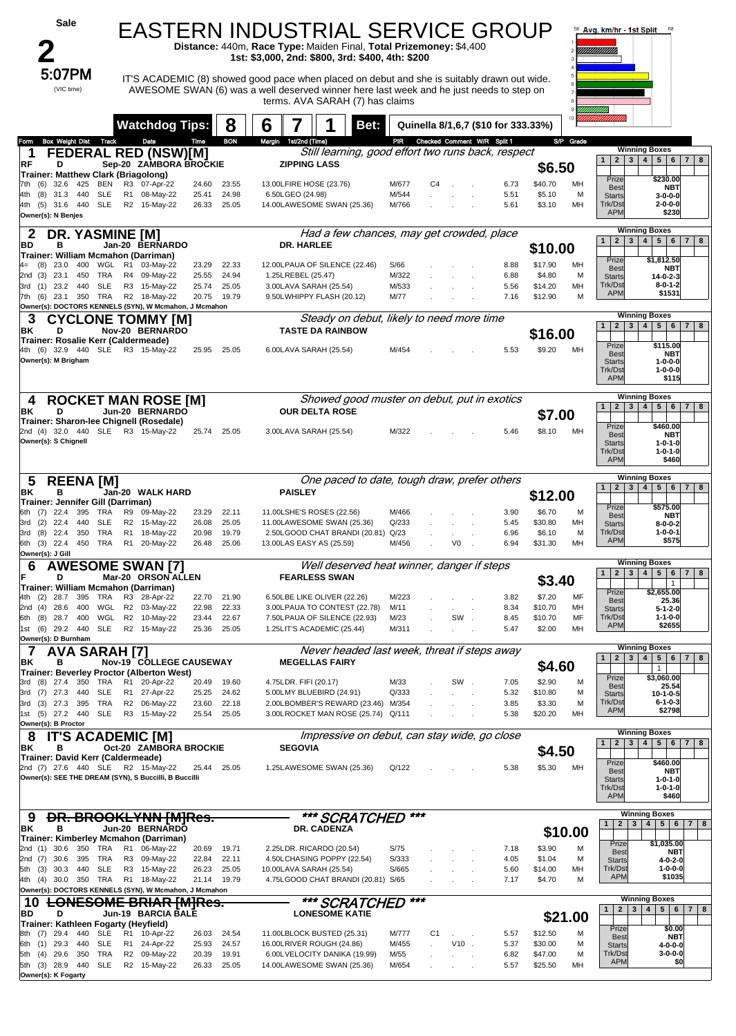# Race 2 — 5:07PM (VIC time)

## EASTERN INDUSTRIAL SERVICE GROUP

**Distance:** 440m, **Race Type:** Maiden Final, **Total Prizemoney:** $4,400

**1st: $3,000, 2nd: $800, 3rd: $400, 4th: $200**

IT'S ACADEMIC (8) showed good pace when placed on debut and she is suitably drawn out wide. AWESOME SWAN (6) was a well deserved winner here last week and he just needs to step on terms. AVA SARAH (7) has claims

**Watchdog Tips:** 8 6 7 1 **Bet:** Quinella 8/1,6,7 ($10 for 333.33%)

Avg. km/hr - 1st Split

---

### 1 FEDERAL RED (NSW)[M]
RF D Sep-20 ZAMBORA BROCKIE — ZIPPING LASS
*Still learning, good effort two runs back, respect*
Trainer: Matthew Clark (Briagolong)
Owner(s): N Benjes
**$6.50**

| Form | Box | Weight | Dist | Track | Grade/Race | Date | Time | BON | Margin 1st/2nd (Time) | PIR | Checked | Comment | W/R | Split 1 | S/P | Grade |
|---|---|---|---|---|---|---|---|---|---|---|---|---|---|---|---|---|
| 7th | (6) | 32.6 | 425 | BEN | R3 | 07-Apr-22 | 24.60 | 23.55 | 13.00LFIRE HOSE (23.76) | M/677 | C4 | | | 6.73 | $40.70 | MH |
| 4th | (8) | 31.3 | 440 | SLE | R1 | 08-May-22 | 25.41 | 24.98 | 6.50LGEO (24.98) | M/544 | | | | 5.51 | $5.10 | M |
| 4th | (5) | 31.6 | 440 | SLE | R2 | 15-May-22 | 26.33 | 25.05 | 14.00LAWESOME SWAN (25.36) | M/766 | | | | 5.61 | $3.10 | MH |

Winning Boxes: 1 2 3 4 5 6 7 8 — Prize $230.00; Best NBT; Starts 3-0-0-0; Trk/Dst 2-0-0-0; APM $230

---

### 2 DR. YASMINE [M]
BD B Jan-20 BERNARDO — DR. HARLEE
*Had a few chances, may get crowded, place*
Trainer: William Mcmahon (Darriman)
Owner(s): DOCTORS KENNELS (SYN), W Mcmahon, J Mcmahon
**$10.00**

| Form | Box | Weight | Dist | Track | Grade/Race | Date | Time | BON | Margin 1st/2nd (Time) | PIR | Checked | Comment | W/R | Split 1 | S/P | Grade |
|---|---|---|---|---|---|---|---|---|---|---|---|---|---|---|---|---|
| 4= | (8) | 23.0 | 400 | WGL | R1 | 03-May-22 | 23.29 | 22.33 | 12.00LPAUA OF SILENCE (22.46) | S/66 | | | | 8.88 | $17.90 | MH |
| 2nd | (3) | 23.1 | 450 | TRA | R4 | 09-May-22 | 25.55 | 24.94 | 1.25LREBEL (25.47) | M/322 | | | | 6.88 | $4.80 | M |
| 3rd | (1) | 23.2 | 440 | SLE | R3 | 15-May-22 | 25.74 | 25.05 | 3.00LAVA SARAH (25.54) | M/533 | | | | 5.56 | $14.20 | MH |
| 7th | (6) | 23.1 | 350 | TRA | R2 | 18-May-22 | 20.75 | 19.79 | 9.50LWHIPPY FLASH (20.12) | M/77 | | | | 7.16 | $12.90 | M |

Winning Boxes: 1 2 3 4 5 6 7 8 — Prize $1,812.50; Best NBT; Starts 14-0-2-3; Trk/Dst 8-0-1-2; APM $1531

---

### 3 CYCLONE TOMMY [M]
BK D Nov-20 BERNARDO — TASTE DA RAINBOW
*Steady on debut, likely to need more time*
Trainer: Rosalie Kerr (Caldermeade)
Owner(s): M Brigham
**$16.00**

| Form | Box | Weight | Dist | Track | Grade/Race | Date | Time | BON | Margin 1st/2nd (Time) | PIR | Checked | Comment | W/R | Split 1 | S/P | Grade |
|---|---|---|---|---|---|---|---|---|---|---|---|---|---|---|---|---|
| 4th | (6) | 32.9 | 440 | SLE | R3 | 15-May-22 | 25.95 | 25.05 | 6.00LAVA SARAH (25.54) | M/454 | | | | 5.53 | $9.20 | MH |

Winning Boxes: 1 2 3 4 5 6 7 8 — Prize $115.00; Best NBT; Starts 1-0-0-0; Trk/Dst 1-0-0-0; APM $115

---

### 4 ROCKET MAN ROSE [M]
BK D Jun-20 BERNARDO — OUR DELTA ROSE
*Showed good muster on debut, put in exotics*
Trainer: Sharon-lee Chignell (Rosedale)
Owner(s): S Chignell
**$7.00**

| Form | Box | Weight | Dist | Track | Grade/Race | Date | Time | BON | Margin 1st/2nd (Time) | PIR | Checked | Comment | W/R | Split 1 | S/P | Grade |
|---|---|---|---|---|---|---|---|---|---|---|---|---|---|---|---|---|
| 2nd | (4) | 32.0 | 440 | SLE | R3 | 15-May-22 | 25.74 | 25.05 | 3.00LAVA SARAH (25.54) | M/322 | | | | 5.46 | $8.10 | MH |

Winning Boxes: 1 2 3 4 5 6 7 8 — Prize $460.00; Best NBT; Starts 1-0-1-0; Trk/Dst 1-0-1-0; APM $460

---

### 5 REENA [M]
BK B Jan-20 WALK HARD — PAISLEY
*One paced to date, tough draw, prefer others*
Trainer: Jennifer Gill (Darriman)
Owner(s): J Gill
**$12.00**

| Form | Box | Weight | Dist | Track | Grade/Race | Date | Time | BON | Margin 1st/2nd (Time) | PIR | Checked | Comment | W/R | Split 1 | S/P | Grade |
|---|---|---|---|---|---|---|---|---|---|---|---|---|---|---|---|---|
| 6th | (7) | 22.4 | 395 | TRA | R9 | 09-May-22 | 23.29 | 22.11 | 11.00LSHE'S ROSES (22.56) | M/466 | | | | 3.90 | $6.70 | M |
| 3rd | (2) | 22.4 | 440 | SLE | R2 | 15-May-22 | 26.08 | 25.05 | 11.00LAWESOME SWAN (25.36) | Q/233 | | | | 5.45 | $30.80 | MH |
| 3rd | (8) | 22.4 | 350 | TRA | R1 | 18-May-22 | 20.98 | 19.79 | 2.50LGOOD CHAT BRANDI (20.81) | Q/23 | | | | 6.96 | $6.10 | M |
| 6th | (3) | 22.4 | 450 | TRA | R1 | 20-May-22 | 26.48 | 25.06 | 13.00LAS EASY AS (25.59) | M/456 | | V0 | | 6.94 | $31.30 | MH |

Winning Boxes: 1 2 3 4 5 6 7 8 — Prize $575.00; Best NBT; Starts 8-0-0-2; Trk/Dst 1-0-0-1; APM $575

---

### 6 AWESOME SWAN [7]
F D Mar-20 ORSON ALLEN — FEARLESS SWAN
*Well deserved heat winner, danger if steps*
Trainer: William Mcmahon (Darriman)
Owner(s): D Burnham
**$3.40**

| Form | Box | Weight | Dist | Track | Grade/Race | Date | Time | BON | Margin 1st/2nd (Time) | PIR | Checked | Comment | W/R | Split 1 | S/P | Grade |
|---|---|---|---|---|---|---|---|---|---|---|---|---|---|---|---|---|
| 4th | (2) | 28.7 | 395 | TRA | R3 | 28-Apr-22 | 22.70 | 21.90 | 6.50LBE LIKE OLIVER (22.26) | M/223 | | | | 3.82 | $7.20 | MF |
| 2nd | (4) | 28.6 | 400 | WGL | R2 | 03-May-22 | 22.98 | 22.33 | 3.00LPAUA TO CONTEST (22.78) | M/11 | | | | 8.34 | $10.70 | MH |
| 6th | (8) | 28.7 | 400 | WGL | R2 | 10-May-22 | 23.44 | 22.67 | 7.50LPAUA OF SILENCE (22.93) | M/23 | | SW | | 8.45 | $10.70 | MF |
| 1st | (6) | 29.2 | 440 | SLE | R2 | 15-May-22 | 25.36 | 25.05 | 1.25LIT'S ACADEMIC (25.44) | M/311 | | | | 5.47 | $2.00 | MH |

Winning Boxes: 1 2 3 4 5 6 (1) 7 8 — Prize $2,655.00; Best 25.36; Starts 5-1-2-0; Trk/Dst 1-1-0-0; APM $2655

---

### 7 AVA SARAH [7]
BK B Nov-19 COLLEGE CAUSEWAY — MEGELLAS FAIRY
*Never headed last week, threat if steps away*
Trainer: Beverley Proctor (Alberton West)
Owner(s): B Proctor
**$4.60**

| Form | Box | Weight | Dist | Track | Grade/Race | Date | Time | BON | Margin 1st/2nd (Time) | PIR | Checked | Comment | W/R | Split 1 | S/P | Grade |
|---|---|---|---|---|---|---|---|---|---|---|---|---|---|---|---|---|
| 3rd | (8) | 27.4 | 350 | TRA | R1 | 20-Apr-22 | 20.49 | 19.60 | 4.75LDR. FIFI (20.17) | M/33 | | SW | | 7.05 | $2.90 | M |
| 3rd | (7) | 27.3 | 440 | SLE | R1 | 27-Apr-22 | 25.25 | 24.62 | 5.00LMY BLUEBIRD (24.91) | Q/333 | | | | 5.32 | $10.80 | M |
| 3rd | (3) | 27.3 | 395 | TRA | R2 | 06-May-22 | 23.60 | 22.18 | 2.00LBOMBER'S REWARD (23.46) | M/354 | | | | 3.85 | $3.30 | M |
| 1st | (5) | 27.2 | 440 | SLE | R3 | 15-May-22 | 25.54 | 25.05 | 3.00LROCKET MAN ROSE (25.74) | Q/111 | | | | 5.38 | $20.20 | MH |

Winning Boxes: 1 2 3 4 5 (1) 6 7 8 — Prize $3,060.00; Best 25.54; Starts 10-1-0-5; Trk/Dst 6-1-0-3; APM $2798

---

### 8 IT'S ACADEMIC [M]
BK B Oct-20 ZAMBORA BROCKIE — SEGOVIA
*Impressive on debut, can stay wide, go close*
Trainer: David Kerr (Caldermeade)
Owner(s): SEE THE DREAM (SYN), S Buccilli, B Buccilli
**$4.50**

| Form | Box | Weight | Dist | Track | Grade/Race | Date | Time | BON | Margin 1st/2nd (Time) | PIR | Checked | Comment | W/R | Split 1 | S/P | Grade |
|---|---|---|---|---|---|---|---|---|---|---|---|---|---|---|---|---|
| 2nd | (7) | 27.6 | 440 | SLE | R2 | 15-May-22 | 25.44 | 25.05 | 1.25LAWESOME SWAN (25.36) | Q/122 | | | | 5.38 | $5.30 | MH |

Winning Boxes: 1 2 3 4 5 6 7 8 — Prize $460.00; Best NBT; Starts 1-0-1-0; Trk/Dst 1-0-1-0; APM $460

---

### 9 ~~DR. BROOKLYNN [M]Res.~~
BK B Jun-20 BERNARDO — DR. CADENZA
*** SCRATCHED ***
Trainer: Kimberley Mcmahon (Darriman)
Owner(s): DOCTORS KENNELS (SYN), W Mcmahon, J Mcmahon
**$10.00**

| Form | Box | Weight | Dist | Track | Grade/Race | Date | Time | BON | Margin 1st/2nd (Time) | PIR | Checked | Comment | W/R | Split 1 | S/P | Grade |
|---|---|---|---|---|---|---|---|---|---|---|---|---|---|---|---|---|
| 2nd | (1) | 30.6 | 350 | TRA | R1 | 06-May-22 | 20.69 | 19.71 | 2.25LDR. RICARDO (20.54) | S/75 | | | | 7.18 | $3.90 | M |
| 2nd | (7) | 30.6 | 395 | TRA | R3 | 09-May-22 | 22.84 | 22.11 | 4.50LCHASING POPPY (22.54) | S/333 | | | | 4.05 | $1.04 | M |
| 5th | (3) | 30.3 | 440 | SLE | R3 | 15-May-22 | 26.23 | 25.05 | 10.00LAVA SARAH (25.54) | S/665 | | | | 5.60 | $14.00 | MH |
| 4th | (4) | 30.0 | 350 | TRA | R1 | 18-May-22 | 21.14 | 19.79 | 4.75LGOOD CHAT BRANDI (20.81) | S/65 | | | | 7.17 | $4.70 | M |

Winning Boxes: 1 2 3 4 5 6 7 8 — Prize $1,035.00; Best NBT; Starts 4-0-2-0; Trk/Dst 1-0-0-0; APM $1035

---

### 10 ~~LONESOME BRIAR [M]Res.~~
BD D Jun-19 BARCIA BALE — LONESOME KATIE
*** SCRATCHED ***
Trainer: Kathleen Fogarty (Heyfield)
Owner(s): K Fogarty
**$21.00**

| Form | Box | Weight | Dist | Track | Grade/Race | Date | Time | BON | Margin 1st/2nd (Time) | PIR | Checked | Comment | W/R | Split 1 | S/P | Grade |
|---|---|---|---|---|---|---|---|---|---|---|---|---|---|---|---|---|
| 8th | (7) | 29.4 | 440 | SLE | R1 | 10-Apr-22 | 26.03 | 24.54 | 11.00LBLOCK BUSTED (25.31) | M/777 | C1 | | | 5.57 | $12.50 | M |
| 6th | (1) | 29.3 | 440 | SLE | R1 | 24-Apr-22 | 25.93 | 24.57 | 16.00LRIVER ROUGH (24.86) | M/455 | | V10 | | 5.37 | $30.00 | M |
| 5th | (4) | 29.6 | 350 | TRA | R2 | 09-May-22 | 20.39 | 19.91 | 6.00LVELOCITY DANIKA (19.99) | M/55 | | | | 6.82 | $47.00 | M |
| 5th | (3) | 28.9 | 440 | SLE | R2 | 15-May-22 | 26.33 | 25.05 | 14.00LAWESOME SWAN (25.36) | M/654 | | | | 5.57 | $25.50 | MH |

Winning Boxes: 1 2 3 4 5 6 7 8 — Prize $0.00; Best NBT; Starts 4-0-0-0; Trk/Dst 3-0-0-0; APM $0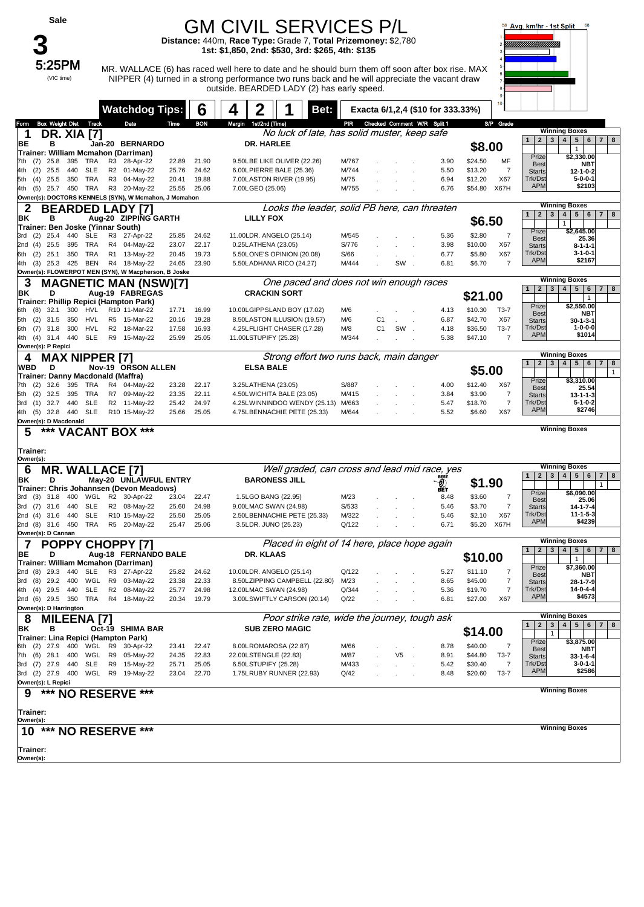# GM CIVIL SERVICES P/L

**Sale**

**3**

**5:25PM** (VIC time)

**Distance:** 440m, **Race Type:** Grade 7, **Total Prizemoney:** $2,780
**1st: $1,850, 2nd: $530, 3rd: $265, 4th: $135**

MR. WALLACE (6) has raced well here to date and he should burn them off soon after box rise. MAX NIPPER (4) turned in a strong performance two runs back and he will appreciate the vacant draw outside. BEARDED LADY (2) has early speed.

**Watchdog Tips:** 6 4 2 1 **Bet:** Exacta 6/1,2,4 ($10 for 333.33%)

Avg. km/hr - 1st Split

---

## 1 DR. XIA [7]

*No luck of late, has solid muster, keep safe*

BE B Jan-20 BERNARDO — DR. HARLEE — **$8.00**
Trainer: William Mcmahon (Darriman)

| Form | Box | Weight | Dist | Track | | Date | Time | BON | Margin 1st/2nd (Time) | PIR | Checked | Comment | W/R | Split 1 | S/P | Grade |
|---|---|---|---|---|---|---|---|---|---|---|---|---|---|---|---|---|
| 7th | (7) | 25.8 | 395 | TRA | R3 | 28-Apr-22 | 22.89 | 21.90 | 9.50LBE LIKE OLIVER (22.26) | M/767 | | | | 3.90 | $24.50 | MF |
| 4th | (2) | 25.5 | 440 | SLE | R2 | 01-May-22 | 25.76 | 24.62 | 6.00LPIERRE BALE (25.36) | M/744 | | | | 5.50 | $13.20 | 7 |
| 5th | (4) | 25.5 | 350 | TRA | R3 | 04-May-22 | 20.41 | 19.88 | 7.00LASTON RIVER (19.95) | M/75 | | | | 6.94 | $12.20 | X67 |
| 4th | (5) | 25.7 | 450 | TRA | R3 | 20-May-22 | 25.55 | 25.06 | 7.00LGEO (25.06) | M/755 | | | | 6.76 | $54.80 | X67H |

Owner(s): DOCTORS KENNELS (SYN), W Mcmahon, J Mcmahon

Winning Boxes: 1 2 [1] 3 4 5 6 7 8
Prize $2,330.00 | Best NBT | Starts 12-1-0-2 | Trk/Dst 5-0-0-1 | APM $2103

## 2 BEARDED LADY [7]

*Looks the leader, solid PB here, can threaten*

BK B Aug-20 ZIPPING GARTH — LILLY FOX — **$6.50**
Trainer: Ben Joske (Yinnar South)

| Form | Box | Weight | Dist | Track | | Date | Time | BON | Margin 1st/2nd (Time) | PIR | Checked | Comment | W/R | Split 1 | S/P | Grade |
|---|---|---|---|---|---|---|---|---|---|---|---|---|---|---|---|---|
| 3rd | (2) | 25.4 | 440 | SLE | R3 | 27-Apr-22 | 25.85 | 24.62 | 11.00LDR. ANGELO (25.14) | M/545 | | | | 5.36 | $2.80 | 7 |
| 2nd | (4) | 25.5 | 395 | TRA | R4 | 04-May-22 | 23.07 | 22.17 | 0.25LATHENA (23.05) | S/776 | | | | 3.98 | $10.00 | X67 |
| 6th | (2) | 25.1 | 350 | TRA | R1 | 13-May-22 | 20.45 | 19.73 | 5.50LONE'S OPINION (20.08) | S/66 | | | | 6.77 | $5.80 | X67 |
| 4th | (3) | 25.3 | 425 | BEN | R4 | 18-May-22 | 24.65 | 23.90 | 5.50LADHANA RICO (24.27) | M/444 | | SW | | 6.81 | $6.70 | 7 |

Owner(s): FLOWERPOT MEN (SYN), W Macpherson, B Joske

Winning Boxes: 1 2 3 [1] 4 5 6 7 8
Prize $2,645.00 | Best 25.36 | Starts 8-1-1-1 | Trk/Dst 3-1-0-1 | APM $2167

## 3 MAGNETIC MAN (NSW)[7]

*One paced and does not win enough races*

BK D Aug-19 FABREGAS — CRACKIN SORT — **$21.00**
Trainer: Phillip Repici (Hampton Park)

| Form | Box | Weight | Dist | Track | | Date | Time | BON | Margin 1st/2nd (Time) | PIR | Checked | Comment | W/R | Split 1 | S/P | Grade |
|---|---|---|---|---|---|---|---|---|---|---|---|---|---|---|---|---|
| 6th | (8) | 32.1 | 300 | HVL | R10 | 11-Mar-22 | 17.71 | 16.99 | 10.00LGIPPSLAND BOY (17.02) | M/6 | | | | 4.13 | $10.30 | T3-7 |
| 5th | (2) | 31.5 | 350 | HVL | R5 | 15-Mar-22 | 20.16 | 19.28 | 8.50LASTON ILLUSION (19.57) | M/6 | C1 | | | 6.87 | $42.70 | X67 |
| 6th | (7) | 31.8 | 300 | HVL | R2 | 18-Mar-22 | 17.58 | 16.93 | 4.25LFLIGHT CHASER (17.28) | M/8 | C1 | SW | | 4.18 | $36.50 | T3-7 |
| 4th | (4) | 31.4 | 440 | SLE | R9 | 15-May-22 | 25.99 | 25.05 | 11.00LSTUPIFY (25.28) | M/344 | | | | 5.38 | $47.10 | 7 |

Owner(s): P Repici

Winning Boxes: 1 2 3 4 5 6 [1] 7 8
Prize $2,550.00 | Best NBT | Starts 30-1-3-1 | Trk/Dst 1-0-0-0 | APM $1014

## 4 MAX NIPPER [7]

*Strong effort two runs back, main danger*

WBD D Nov-19 ORSON ALLEN — ELSA BALE — **$5.00**
Trainer: Danny Macdonald (Maffra)

| Form | Box | Weight | Dist | Track | | Date | Time | BON | Margin 1st/2nd (Time) | PIR | Checked | Comment | W/R | Split 1 | S/P | Grade |
|---|---|---|---|---|---|---|---|---|---|---|---|---|---|---|---|---|
| 7th | (2) | 32.6 | 395 | TRA | R4 | 04-May-22 | 23.28 | 22.17 | 3.25LATHENA (23.05) | S/887 | | | | 4.00 | $12.40 | X67 |
| 5th | (2) | 32.5 | 395 | TRA | R7 | 09-May-22 | 23.35 | 22.11 | 4.50LWICHITA BALE (23.05) | M/415 | | | | 3.84 | $3.90 | 7 |
| 3rd | (1) | 32.7 | 440 | SLE | R2 | 11-May-22 | 25.42 | 24.97 | 4.25LWINNINDOO WENDY (25.13) | M/663 | | | | 5.47 | $18.70 | 7 |
| 4th | (5) | 32.8 | 440 | SLE | R10 | 15-May-22 | 25.66 | 25.05 | 4.75LBENNACHIE PETE (25.33) | M/644 | | | | 5.52 | $6.60 | X67 |

Owner(s): D Macdonald

Winning Boxes: 1 2 3 4 5 6 7 8 [1]
Prize $3,310.00 | Best 25.54 | Starts 13-1-1-3 | Trk/Dst 5-1-0-2 | APM $2746

## 5 *** VACANT BOX ***

Trainer:
Owner(s):

Winning Boxes

## 6 MR. WALLACE [7]

*Well graded, can cross and lead mid race, yes*

BK D May-20 UNLAWFUL ENTRY — BARONESS JILL — BEST BET — **$1.90**
Trainer: Chris Johannsen (Devon Meadows)

| Form | Box | Weight | Dist | Track | | Date | Time | BON | Margin 1st/2nd (Time) | PIR | Checked | Comment | W/R | Split 1 | S/P | Grade |
|---|---|---|---|---|---|---|---|---|---|---|---|---|---|---|---|---|
| 3rd | (3) | 31.8 | 400 | WGL | R2 | 30-Apr-22 | 23.04 | 22.47 | 1.5LGO BANG (22.95) | M/23 | | | | 8.48 | $3.60 | 7 |
| 3rd | (7) | 31.6 | 440 | SLE | R2 | 08-May-22 | 25.60 | 24.98 | 9.00LMAC SWAN (24.98) | S/533 | | | | 5.46 | $3.70 | 7 |
| 2nd | (4) | 31.6 | 440 | SLE | R10 | 15-May-22 | 25.50 | 25.05 | 2.50LBENNACHIE PETE (25.33) | M/322 | | | | 5.46 | $2.10 | X67 |
| 2nd | (8) | 31.6 | 450 | TRA | R5 | 20-May-22 | 25.47 | 25.06 | 3.5LDR. JUNO (25.23) | Q/122 | | | | 6.71 | $5.20 | X67H |

Owner(s): D Cannan

Winning Boxes: 1 2 3 4 5 6 7 [1] 8
Prize $6,090.00 | Best 25.06 | Starts 14-1-7-4 | Trk/Dst 11-1-5-3 | APM $4239

## 7 POPPY CHOPPY [7]

*Placed in eight of 14 here, place hope again*

BE D Aug-18 FERNANDO BALE — DR. KLAAS — **$10.00**
Trainer: William Mcmahon (Darriman)

| Form | Box | Weight | Dist | Track | | Date | Time | BON | Margin 1st/2nd (Time) | PIR | Checked | Comment | W/R | Split 1 | S/P | Grade |
|---|---|---|---|---|---|---|---|---|---|---|---|---|---|---|---|---|
| 2nd | (8) | 29.3 | 440 | SLE | R3 | 27-Apr-22 | 25.82 | 24.62 | 10.00LDR. ANGELO (25.14) | Q/122 | | | | 5.27 | $11.10 | 7 |
| 3rd | (8) | 29.2 | 400 | WGL | R9 | 03-May-22 | 23.38 | 22.33 | 8.50LZIPPING CAMPBELL (22.80) | M/23 | | | | 8.65 | $45.00 | 7 |
| 4th | (4) | 29.5 | 440 | SLE | R2 | 08-May-22 | 25.77 | 24.98 | 12.00LMAC SWAN (24.98) | Q/344 | | | | 5.36 | $19.70 | 7 |
| 2nd | (6) | 29.5 | 350 | TRA | R4 | 18-May-22 | 20.34 | 19.79 | 3.00LSWIFTLY CARSON (20.14) | Q/22 | | | | 6.81 | $27.00 | X67 |

Owner(s): D Harrington

Winning Boxes: 1 2 3 4 [1] 5 6 7 8
Prize $7,360.00 | Best NBT | Starts 28-1-7-9 | Trk/Dst 14-0-4-4 | APM $4573

## 8 MILEENA [7]

*Poor strike rate, wide the journey, tough ask*

BK B Oct-19 SHIMA BAR — SUB ZERO MAGIC — **$14.00**
Trainer: Lina Repici (Hampton Park)

| Form | Box | Weight | Dist | Track | | Date | Time | BON | Margin 1st/2nd (Time) | PIR | Checked | Comment | W/R | Split 1 | S/P | Grade |
|---|---|---|---|---|---|---|---|---|---|---|---|---|---|---|---|---|
| 6th | (2) | 27.9 | 400 | WGL | R9 | 30-Apr-22 | 23.41 | 22.47 | 8.00LROMAROSA (22.87) | M/66 | | | | 8.78 | $40.00 | 7 |
| 7th | (6) | 28.1 | 400 | WGL | R9 | 05-May-22 | 24.35 | 22.83 | 22.00LSTENGLE (22.83) | M/87 | | V5 | | 8.91 | $44.80 | T3-7 |
| 3rd | (7) | 27.9 | 440 | SLE | R9 | 15-May-22 | 25.71 | 25.05 | 6.50LSTUPIFY (25.28) | M/433 | | | | 5.42 | $30.40 | 7 |
| 3rd | (2) | 27.9 | 400 | WGL | R9 | 19-May-22 | 23.04 | 22.70 | 1.75LRUBY RUNNER (22.93) | Q/42 | | | | 8.48 | $20.60 | T3-7 |

Owner(s): L Repici

Winning Boxes: 1 2 [1] 3 4 5 6 7 8
Prize $3,875.00 | Best NBT | Starts 33-1-6-4 | Trk/Dst 3-0-1-1 | APM $2586

## 9 *** NO RESERVE ***

Trainer:
Owner(s):

Winning Boxes

## 10 *** NO RESERVE ***

Trainer:
Owner(s):

Winning Boxes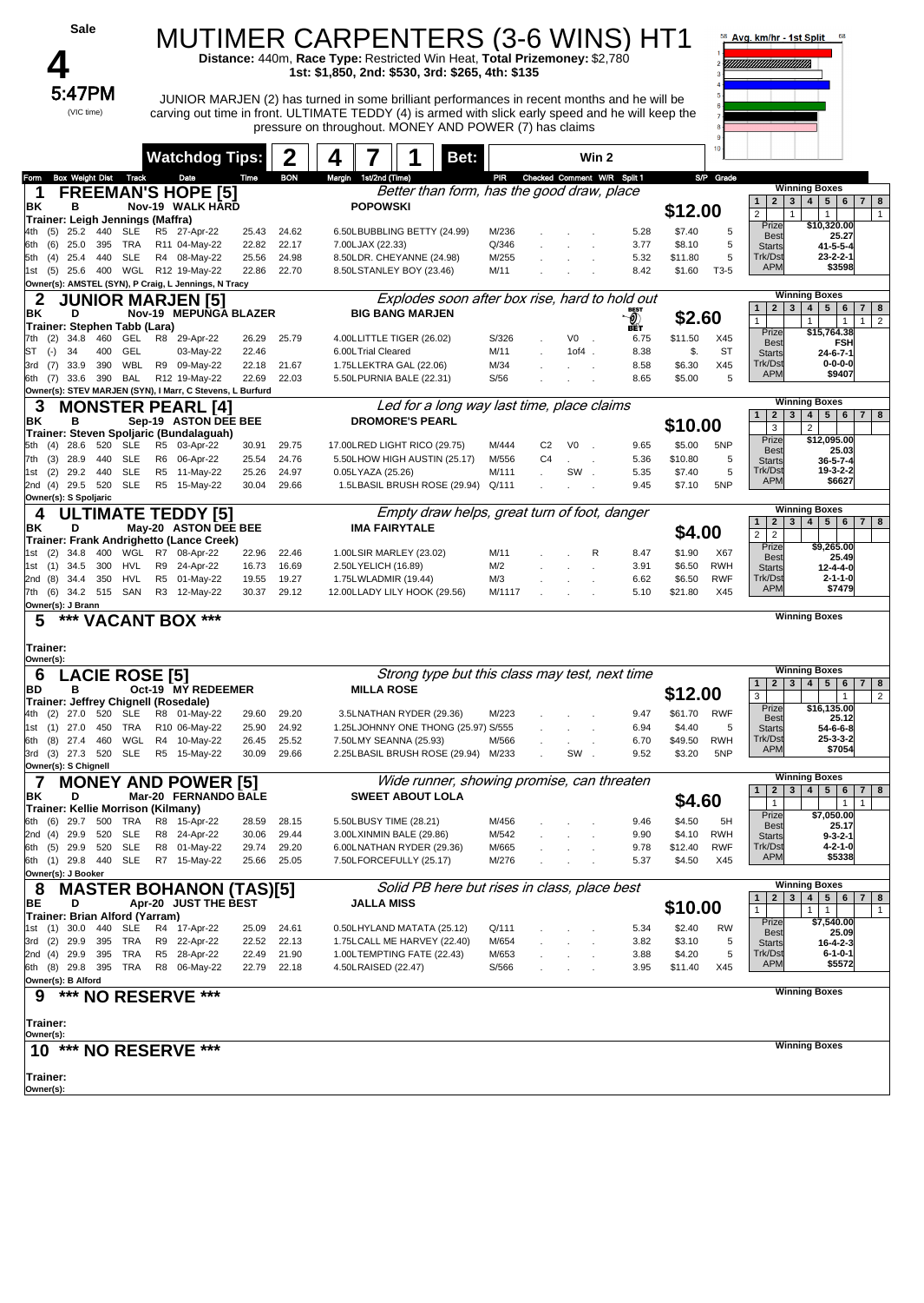# MUTIMER CARPENTERS (3-6 WINS) HT1

**Sale 4** — **5:47PM** (VIC time)

**Distance:** 440m, **Race Type:** Restricted Win Heat, **Total Prizemoney:** $2,780
**1st: $1,850, 2nd: $530, 3rd: $265, 4th: $135**

JUNIOR MARJEN (2) has turned in some brilliant performances in recent months and he will be carving out time in front. ULTIMATE TEDDY (4) is armed with slick early speed and he will keep the pressure on throughout. MONEY AND POWER (7) has claims

Avg. km/hr - 1st Split

**Watchdog Tips: 2 4 7 1 Bet: Win 2**

| Form | Box | Weight | Dist | Track | Race | Date | Time | BON | Margin | 1st/2nd (Time) | PIR | Checked | Comment | W/R | Split 1 | S/P | Grade |
|---|---|---|---|---|---|---|---|---|---|---|---|---|---|---|---|---|---|

## 1 FREEMAN'S HOPE [5]
*Better than form, has the good draw, place*

BK B Nov-19 WALK HARD — POPOWSKI — **$12.00**
Trainer: Leigh Jennings (Maffra)

| Form | Box | Weight | Dist | Track | Race | Date | Time | BON | Margin | 1st/2nd (Time) | PIR | Checked | Comment | W/R | Split 1 | S/P | Grade |
|---|---|---|---|---|---|---|---|---|---|---|---|---|---|---|---|---|---|
| 4th | (5) | 25.2 | 440 | SLE | R5 | 27-Apr-22 | 25.43 | 24.62 | 6.50L | BUBBLING BETTY (24.99) | M/236 | | | | 5.28 | $7.40 | 5 |
| 6th | (6) | 25.0 | 395 | TRA | R11 | 04-May-22 | 22.82 | 22.17 | 7.00L | JAX (22.33) | Q/346 | | | | 3.77 | $8.10 | 5 |
| 5th | (4) | 25.4 | 440 | SLE | R4 | 08-May-22 | 25.56 | 24.98 | 8.50L | DR. CHEYANNE (24.98) | M/255 | | | | 5.32 | $11.80 | 5 |
| 1st | (5) | 25.6 | 400 | WGL | R12 | 19-May-22 | 22.86 | 22.70 | 8.50L | STANLEY BOY (23.46) | M/11 | | | | 8.42 | $1.60 | T3-5 |

Owner(s): AMSTEL (SYN), P Craig, L Jennings, N Tracy

Winning Boxes: 1: –, 2: 2, 3: –, 4: 1, 5: –, 6: 1, 7: –, 8: 1 | Prize $10,320.00 | Best 25.27 | Starts 41-5-5-4 | Trk/Dst 23-2-2-1 | APM $3598

## 2 JUNIOR MARJEN [5]
*Explodes soon after box rise, hard to hold out*

BK D Nov-19 MEPUNGA BLAZER — BIG BANG MARJEN — **$2.60** (BEST BET)
Trainer: Stephen Tabb (Lara)

| Form | Box | Weight | Dist | Track | Race | Date | Time | BON | Margin | 1st/2nd (Time) | PIR | Checked | Comment | W/R | Split 1 | S/P | Grade |
|---|---|---|---|---|---|---|---|---|---|---|---|---|---|---|---|---|---|
| 7th | (2) | 34.8 | 460 | GEL | R8 | 29-Apr-22 | 26.29 | 25.79 | 4.00L | LITTLE TIGER (26.02) | S/326 | | V0 | | 6.75 | $11.50 | X45 |
| ST | (-) | 34 | 400 | GEL | | 03-May-22 | 22.46 | | 6.00L | Trial Cleared | M/11 | | 1of4 | | 8.38 | $. | ST |
| 3rd | (7) | 33.9 | 390 | WBL | R9 | 09-May-22 | 22.18 | 21.67 | 1.75L | LEKTRA GAL (22.06) | M/34 | | | | 8.58 | $6.30 | X45 |
| 6th | (7) | 33.6 | 390 | BAL | R12 | 19-May-22 | 22.69 | 22.03 | 5.50L | PURNIA BALE (22.31) | S/56 | | | | 8.65 | $5.00 | 5 |

Owner(s): STEV MARJEN (SYN), I Marr, C Stevens, L Burfurd

Winning Boxes: 1: 1, 2: –, 3: –, 4: 1, 5: –, 6: 1, 7: 1, 8: 2 | Prize $15,764.38 | Best FSH | Starts 24-6-7-1 | Trk/Dst 0-0-0-0 | APM $9407

## 3 MONSTER PEARL [4]
*Led for a long way last time, place claims*

BK B Sep-19 ASTON DEE BEE — DROMORE'S PEARL — **$10.00**
Trainer: Steven Spoljaric (Bundalaguah)

| Form | Box | Weight | Dist | Track | Race | Date | Time | BON | Margin | 1st/2nd (Time) | PIR | Checked | Comment | W/R | Split 1 | S/P | Grade |
|---|---|---|---|---|---|---|---|---|---|---|---|---|---|---|---|---|---|
| 5th | (4) | 28.6 | 520 | SLE | R5 | 03-Apr-22 | 30.91 | 29.75 | 17.00L | RED LIGHT RICO (29.75) | M/444 | C2 | V0 | | 9.65 | $5.00 | 5NP |
| 7th | (3) | 28.9 | 440 | SLE | R6 | 06-Apr-22 | 25.54 | 24.76 | 5.50L | HOW HIGH AUSTIN (25.17) | M/556 | C4 | | | 5.36 | $10.80 | 5 |
| 1st | (2) | 29.2 | 440 | SLE | R5 | 11-May-22 | 25.26 | 24.97 | 0.05L | YAZA (25.26) | M/111 | | SW | | 5.35 | $7.40 | 5 |
| 2nd | (4) | 29.5 | 520 | SLE | R5 | 15-May-22 | 30.04 | 29.66 | 1.5L | BASIL BRUSH ROSE (29.94) | Q/111 | | | | 9.45 | $7.10 | 5NP |

Owner(s): S Spoljaric

Winning Boxes: 1: –, 2: 3, 3: –, 4: 2, 5: –, 6: –, 7: –, 8: – | Prize $12,095.00 | Best 25.03 | Starts 36-5-7-4 | Trk/Dst 19-3-2-2 | APM $6627

## 4 ULTIMATE TEDDY [5]
*Empty draw helps, great turn of foot, danger*

BK D May-20 ASTON DEE BEE — IMA FAIRYTALE — **$4.00**
Trainer: Frank Andrighetto (Lance Creek)

| Form | Box | Weight | Dist | Track | Race | Date | Time | BON | Margin | 1st/2nd (Time) | PIR | Checked | Comment | W/R | Split 1 | S/P | Grade |
|---|---|---|---|---|---|---|---|---|---|---|---|---|---|---|---|---|---|
| 1st | (2) | 34.8 | 400 | WGL | R7 | 08-Apr-22 | 22.96 | 22.46 | 1.00L | SIR MARLEY (23.02) | M/11 | | | R | 8.47 | $1.90 | X67 |
| 1st | (1) | 34.5 | 300 | HVL | R9 | 24-Apr-22 | 16.73 | 16.69 | 2.50L | YELICH (16.89) | M/2 | | | | 3.91 | $6.50 | RWH |
| 2nd | (8) | 34.4 | 350 | HVL | R5 | 01-May-22 | 19.55 | 19.27 | 1.75L | WLADMIR (19.44) | M/3 | | | | 6.62 | $6.50 | RWF |
| 7th | (6) | 34.2 | 515 | SAN | R3 | 12-May-22 | 30.37 | 29.12 | 12.00L | LADY LILY HOOK (29.56) | M/1117 | | | | 5.10 | $21.80 | X45 |

Owner(s): J Brann

Winning Boxes: 1: 2, 2: 2, 3–8: – | Prize $9,265.00 | Best 25.49 | Starts 12-4-4-0 | Trk/Dst 2-1-1-0 | APM $7479

## 5 *** VACANT BOX ***

Trainer:
Owner(s):

Winning Boxes

## 6 LACIE ROSE [5]
*Strong type but this class may test, next time*

BD B Oct-19 MY REDEEMER — MILLA ROSE — **$12.00**
Trainer: Jeffrey Chignell (Rosedale)

| Form | Box | Weight | Dist | Track | Race | Date | Time | BON | Margin | 1st/2nd (Time) | PIR | Checked | Comment | W/R | Split 1 | S/P | Grade |
|---|---|---|---|---|---|---|---|---|---|---|---|---|---|---|---|---|---|
| 4th | (2) | 27.0 | 520 | SLE | R8 | 01-May-22 | 29.60 | 29.20 | 3.5L | NATHAN RYDER (29.36) | M/223 | | | | 9.47 | $61.70 | RWF |
| 1st | (1) | 27.0 | 450 | TRA | R10 | 06-May-22 | 25.90 | 24.92 | 1.25L | JOHNNY ONE THONG (25.97) | S/555 | | | | 6.94 | $4.40 | 5 |
| 6th | (8) | 27.4 | 460 | WGL | R4 | 10-May-22 | 26.45 | 25.52 | 7.50L | MY SEANNA (25.93) | M/566 | | | | 6.70 | $49.50 | RWH |
| 3rd | (3) | 27.3 | 520 | SLE | R5 | 15-May-22 | 30.09 | 29.66 | 2.25L | BASIL BRUSH ROSE (29.94) | M/233 | | SW | | 9.52 | $3.20 | 5NP |

Owner(s): S Chignell

Winning Boxes: 1: 3, 2–5: –, 6: 1, 7: –, 8: 2 | Prize $16,135.00 | Best 25.12 | Starts 54-6-6-8 | Trk/Dst 25-3-3-2 | APM $7054

## 7 MONEY AND POWER [5]
*Wide runner, showing promise, can threaten*

BK D Mar-20 FERNANDO BALE — SWEET ABOUT LOLA — **$4.60**
Trainer: Kellie Morrison (Kilmany)

| Form | Box | Weight | Dist | Track | Race | Date | Time | BON | Margin | 1st/2nd (Time) | PIR | Checked | Comment | W/R | Split 1 | S/P | Grade |
|---|---|---|---|---|---|---|---|---|---|---|---|---|---|---|---|---|---|
| 6th | (6) | 29.7 | 500 | TRA | R8 | 15-Apr-22 | 28.59 | 28.15 | 5.50L | BUSY TIME (28.21) | M/456 | | | | 9.46 | $4.50 | 5H |
| 2nd | (4) | 29.9 | 520 | SLE | R8 | 24-Apr-22 | 30.06 | 29.44 | 3.00L | XINMIN BALE (29.86) | M/542 | | | | 9.90 | $4.10 | RWH |
| 6th | (5) | 29.9 | 520 | SLE | R8 | 01-May-22 | 29.74 | 29.20 | 6.00L | NATHAN RYDER (29.36) | M/665 | | | | 9.78 | $12.40 | RWF |
| 6th | (1) | 29.8 | 440 | SLE | R7 | 15-May-22 | 25.66 | 25.05 | 7.50L | FORCEFULLY (25.17) | M/276 | | | | 5.37 | $4.50 | X45 |

Owner(s): J Booker

Winning Boxes: 1: 1, 2–5: –, 6: 1, 7: 1, 8: – | Prize $7,050.00 | Best 25.17 | Starts 9-3-2-1 | Trk/Dst 4-2-1-0 | APM $5338

## 8 MASTER BOHANON (TAS)[5]
*Solid PB here but rises in class, place best*

BE D Apr-20 JUST THE BEST — JALLA MISS — **$10.00**
Trainer: Brian Alford (Yarram)

| Form | Box | Weight | Dist | Track | Race | Date | Time | BON | Margin | 1st/2nd (Time) | PIR | Checked | Comment | W/R | Split 1 | S/P | Grade |
|---|---|---|---|---|---|---|---|---|---|---|---|---|---|---|---|---|---|
| 1st | (1) | 30.0 | 440 | SLE | R4 | 17-Apr-22 | 25.09 | 24.61 | 0.50L | HYLAND MATATA (25.12) | Q/111 | | | | 5.34 | $2.40 | RW |
| 3rd | (2) | 29.9 | 395 | TRA | R9 | 22-Apr-22 | 22.52 | 22.13 | 1.75L | CALL ME HARVEY (22.40) | M/654 | | | | 3.82 | $3.10 | 5 |
| 2nd | (4) | 29.9 | 395 | TRA | R5 | 28-Apr-22 | 22.49 | 21.90 | 1.00L | TEMPTING FATE (22.43) | M/653 | | | | 3.88 | $4.20 | 5 |
| 6th | (8) | 29.8 | 395 | TRA | R8 | 06-May-22 | 22.79 | 22.18 | 4.50L | RAISED (22.47) | S/566 | | | | 3.95 | $11.40 | X45 |

Owner(s): B Alford

Winning Boxes: 1: 1, 2–3: –, 4: 1, 5: 1, 6–7: –, 8: 1 | Prize $7,540.00 | Best 25.09 | Starts 16-4-2-3 | Trk/Dst 6-1-0-1 | APM $5572

## 9 *** NO RESERVE ***

Trainer:
Owner(s):

Winning Boxes

## 10 *** NO RESERVE ***

Trainer:
Owner(s):

Winning Boxes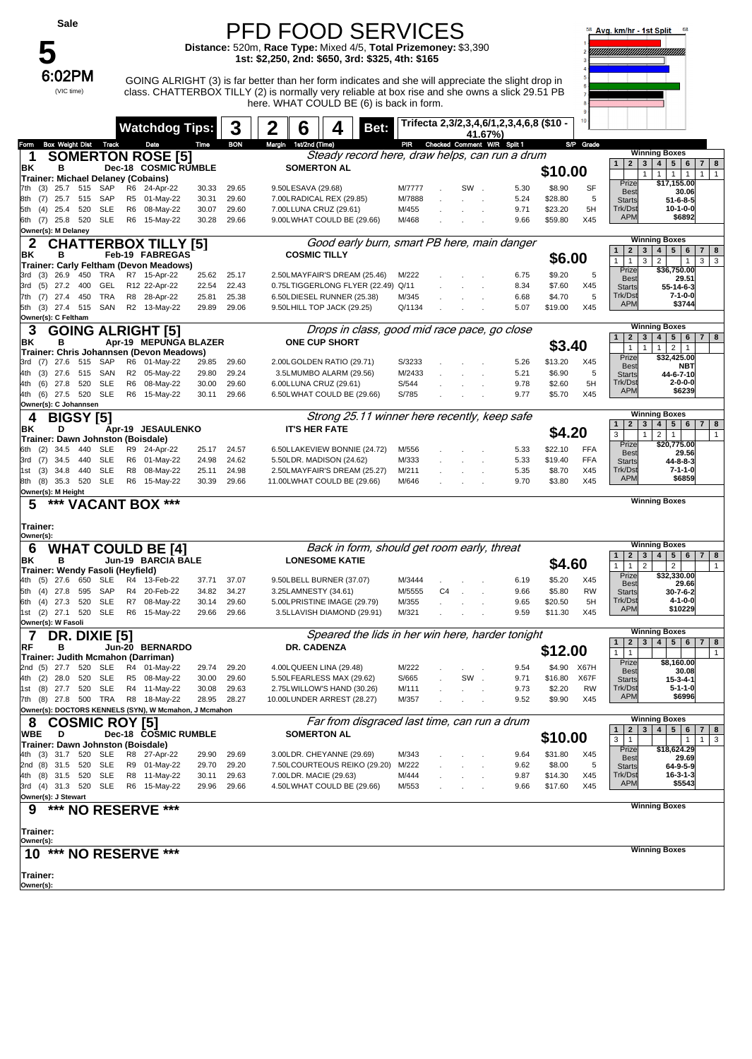**Sale**

# 5

**6:02PM** (VIC time)

## PFD FOOD SERVICES

**Distance:** 520m, **Race Type:** Mixed 4/5, **Total Prizemoney:** $3,390
**1st:** $2,250, **2nd:** $650, **3rd:** $325, **4th:** $165

GOING ALRIGHT (3) is far better than her form indicates and she will appreciate the slight drop in class. CHATTERBOX TILLY (2) is normally very reliable at box rise and she owns a slick 29.51 PB here. WHAT COULD BE (6) is back in form.

**Watchdog Tips:** 3 | 2 | 6 | 4

**Bet:** Trifecta 2,3/2,3,4,6/1,2,3,4,6,8 ($10 - 41.67%)

Avg. km/hr - 1st Split

---

### 1 SOMERTON ROSE [5]
*Steady record here, draw helps, can run a drum*

BK B Dec-18 COSMIC RUMBLE — SOMERTON AL — **$10.00**
Trainer: Michael Delaney (Cobains)

| Form | Box | Weight | Dist | Track | Race | Date | Time | BON | Margin | 1st/2nd (Time) | PIR | Checked | Comment | W/R | Split 1 | S/P | Grade |
|---|---|---|---|---|---|---|---|---|---|---|---|---|---|---|---|---|---|
| 7th | (3) | 25.7 | 515 | SAP | R6 | 24-Apr-22 | 30.33 | 29.65 | 9.50 | LESAVA (29.68) | M/7777 | | SW | | 5.30 | $8.90 | SF |
| 8th | (7) | 25.7 | 515 | SAP | R5 | 01-May-22 | 30.31 | 29.60 | 7.00 | LRADICAL REX (29.85) | M/7888 | | | | 5.24 | $28.80 | 5 |
| 5th | (4) | 25.4 | 520 | SLE | R6 | 08-May-22 | 30.07 | 29.60 | 7.00 | LLUNA CRUZ (29.61) | M/455 | | | | 9.71 | $23.20 | 5H |
| 6th | (7) | 25.8 | 520 | SLE | R6 | 15-May-22 | 30.28 | 29.66 | 9.00 | LWHAT COULD BE (29.66) | M/468 | | | | 9.66 | $59.80 | X45 |

Owner(s): M Delaney

Winning Boxes: 1: – | 2: 1 | 3: 1 | 4: 1 | 5: 1 | 6: – | 7: 1 | 8: 1
Prize $17,155.00 | Best 30.06 | Starts 51-6-8-5 | Trk/Dst 10-1-0-0 | APM $6892

---

### 2 CHATTERBOX TILLY [5]
*Good early burn, smart PB here, main danger*

BK B Feb-19 FABREGAS — COSMIC TILLY — **$6.00**
Trainer: Carly Feltham (Devon Meadows)

| Form | Box | Weight | Dist | Track | Race | Date | Time | BON | Margin | 1st/2nd (Time) | PIR | Checked | Comment | W/R | Split 1 | S/P | Grade |
|---|---|---|---|---|---|---|---|---|---|---|---|---|---|---|---|---|---|
| 3rd | (3) | 26.9 | 450 | TRA | R7 | 15-Apr-22 | 25.62 | 25.17 | 2.50 | MAYFAIR'S DREAM (25.46) | M/222 | | | | 6.75 | $9.20 | 5 |
| 3rd | (5) | 27.2 | 400 | GEL | R12 | 22-Apr-22 | 22.54 | 22.43 | 0.75 | LTIGGERLONG FLYER (22.49) | Q/11 | | | | 8.34 | $7.60 | X45 |
| 7th | (7) | 27.4 | 450 | TRA | R8 | 28-Apr-22 | 25.81 | 25.38 | 6.50 | LDIESEL RUNNER (25.38) | M/345 | | | | 6.68 | $4.70 | 5 |
| 5th | (3) | 27.4 | 515 | SAN | R2 | 13-May-22 | 29.89 | 29.06 | 9.50 | LHILL TOP JACK (29.25) | Q/1134 | | | | 5.07 | $19.00 | X45 |

Owner(s): C Feltham

Winning Boxes: 1: 1 | 2: 1 | 3: 3 | 4: 2 | 5: – | 6: 1 | 7: 3 | 8: 3
Prize $36,750.00 | Best 29.51 | Starts 55-14-6-3 | Trk/Dst 7-1-0-0 | APM $3744

---

### 3 GOING ALRIGHT [5]
*Drops in class, good mid race pace, go close*

BK B Apr-19 MEPUNGA BLAZER — ONE CUP SHORT — **$3.40**
Trainer: Chris Johannsen (Devon Meadows)

| Form | Box | Weight | Dist | Track | Race | Date | Time | BON | Margin | 1st/2nd (Time) | PIR | Checked | Comment | W/R | Split 1 | S/P | Grade |
|---|---|---|---|---|---|---|---|---|---|---|---|---|---|---|---|---|---|
| 3rd | (7) | 27.6 | 515 | SAP | R6 | 01-May-22 | 29.85 | 29.60 | 2.00 | LGOLDEN RATIO (29.71) | S/3233 | | | | 5.26 | $13.20 | X45 |
| 4th | (3) | 27.6 | 515 | SAN | R2 | 05-May-22 | 29.80 | 29.24 | 3.50 | LMUMBO ALARM (29.56) | M/2433 | | | | 5.21 | $6.90 | 5 |
| 4th | (6) | 27.8 | 520 | SLE | R6 | 08-May-22 | 30.00 | 29.60 | 6.00 | LLUNA CRUZ (29.61) | S/544 | | | | 9.78 | $2.60 | 5H |
| 4th | (6) | 27.5 | 520 | SLE | R6 | 15-May-22 | 30.11 | 29.66 | 6.50 | LWHAT COULD BE (29.66) | S/785 | | | | 9.77 | $5.70 | X45 |

Owner(s): C Johannsen

Winning Boxes: 1: 1 | 2: 1 | 3: 1 | 4: 2 | 5: 1 | 6: – | 7: – | 8: –
Prize $32,425.00 | Best NBT | Starts 44-6-7-10 | Trk/Dst 2-0-0-0 | APM $6239

---

### 4 BIGSY [5]
*Strong 25.11 winner here recently, keep safe*

BK D Apr-19 JESAULENKO — IT'S HER FATE — **$4.20**
Trainer: Dawn Johnston (Boisdale)

| Form | Box | Weight | Dist | Track | Race | Date | Time | BON | Margin | 1st/2nd (Time) | PIR | Checked | Comment | W/R | Split 1 | S/P | Grade |
|---|---|---|---|---|---|---|---|---|---|---|---|---|---|---|---|---|---|
| 6th | (2) | 34.5 | 440 | SLE | R9 | 24-Apr-22 | 25.17 | 24.57 | 6.50 | LLAKEVIEW BONNIE (24.72) | M/556 | | | | 5.33 | $22.10 | FFA |
| 3rd | (7) | 34.5 | 440 | SLE | R6 | 01-May-22 | 24.98 | 24.62 | 5.50 | LDR. MADISON (24.62) | M/333 | | | | 5.33 | $19.40 | FFA |
| 1st | (3) | 34.8 | 440 | SLE | R8 | 08-May-22 | 25.11 | 24.98 | 2.50 | LMAYFAIR'S DREAM (25.27) | M/211 | | | | 5.35 | $8.70 | X45 |
| 8th | (8) | 35.3 | 520 | SLE | R6 | 15-May-22 | 30.39 | 29.66 | 11.00 | LWHAT COULD BE (29.66) | M/646 | | | | 9.70 | $3.80 | X45 |

Owner(s): M Height

Winning Boxes: 1: 3 | 2: – | 3: 1 | 4: 2 | 5: 1 | 6: – | 7: – | 8: 1
Prize $20,775.00 | Best 29.56 | Starts 44-8-8-3 | Trk/Dst 7-1-1-0 | APM $6859

---

### 5 *** VACANT BOX ***

Trainer:
Owner(s):

Winning Boxes

---

### 6 WHAT COULD BE [4]
*Back in form, should get room early, threat*

BK B Jun-19 BARCIA BALE — LONESOME KATIE — **$4.60**
Trainer: Wendy Fasoli (Heyfield)

| Form | Box | Weight | Dist | Track | Race | Date | Time | BON | Margin | 1st/2nd (Time) | PIR | Checked | Comment | W/R | Split 1 | S/P | Grade |
|---|---|---|---|---|---|---|---|---|---|---|---|---|---|---|---|---|---|
| 4th | (5) | 27.6 | 650 | SLE | R4 | 13-Feb-22 | 37.71 | 37.07 | 9.50 | LBELL BURNER (37.07) | M/3444 | | | | 6.19 | $5.20 | X45 |
| 5th | (4) | 27.8 | 595 | SAP | R4 | 20-Feb-22 | 34.82 | 34.27 | 3.25 | LAMNESTY (34.61) | M/5555 | C4 | | | 9.66 | $5.80 | RW |
| 6th | (4) | 27.3 | 520 | SLE | R7 | 08-May-22 | 30.14 | 29.60 | 5.00 | LPRISTINE IMAGE (29.79) | M/355 | | | | 9.65 | $20.50 | 5H |
| 1st | (2) | 27.1 | 520 | SLE | R6 | 15-May-22 | 29.66 | 29.66 | 3.5 | LLAVISH DIAMOND (29.91) | M/321 | | | | 9.59 | $11.30 | X45 |

Owner(s): W Fasoli

Winning Boxes: 1: 1 | 2: 1 | 3: 2 | 4: – | 5: 2 | 6: – | 7: – | 8: 1
Prize $32,330.00 | Best 29.66 | Starts 30-7-6-2 | Trk/Dst 4-1-0-0 | APM $10229

---

### 7 DR. DIXIE [5]
*Speared the lids in her win here, harder tonight*

RF B Jun-20 BERNARDO — DR. CADENZA — **$12.00**
Trainer: Judith Mcmahon (Darriman)

| Form | Box | Weight | Dist | Track | Race | Date | Time | BON | Margin | 1st/2nd (Time) | PIR | Checked | Comment | W/R | Split 1 | S/P | Grade |
|---|---|---|---|---|---|---|---|---|---|---|---|---|---|---|---|---|---|
| 2nd | (5) | 27.7 | 520 | SLE | R4 | 01-May-22 | 29.74 | 29.20 | 4.00 | LQUEEN LINA (29.48) | M/222 | | | | 9.54 | $4.90 | X67H |
| 4th | (2) | 28.0 | 520 | SLE | R5 | 08-May-22 | 30.00 | 29.60 | 5.50 | LFEARLESS MAX (29.62) | S/665 | | SW | | 9.71 | $16.80 | X67F |
| 1st | (8) | 27.7 | 520 | SLE | R4 | 11-May-22 | 30.08 | 29.63 | 2.75 | LWILLOW'S HAND (30.26) | M/111 | | | | 9.73 | $2.20 | RW |
| 7th | (8) | 27.8 | 500 | TRA | R8 | 18-May-22 | 28.95 | 28.27 | 10.00 | LUNDER ARREST (28.27) | M/357 | | | | 9.52 | $9.90 | X45 |

Owner(s): DOCTORS KENNELS (SYN), W Mcmahon, J Mcmahon

Winning Boxes: 1: 1 | 2: 1 | 3: – | 4: – | 5: – | 6: – | 7: – | 8: 1
Prize $8,160.00 | Best 30.08 | Starts 15-3-4-1 | Trk/Dst 5-1-1-0 | APM $6996

---

### 8 COSMIC ROY [5]
*Far from disgraced last time, can run a drum*

WBE D Dec-18 COSMIC RUMBLE — SOMERTON AL — **$10.00**
Trainer: Dawn Johnston (Boisdale)

| Form | Box | Weight | Dist | Track | Race | Date | Time | BON | Margin | 1st/2nd (Time) | PIR | Checked | Comment | W/R | Split 1 | S/P | Grade |
|---|---|---|---|---|---|---|---|---|---|---|---|---|---|---|---|---|---|
| 4th | (3) | 31.7 | 520 | SLE | R8 | 27-Apr-22 | 29.90 | 29.69 | 3.00 | LDR. CHEYANNE (29.69) | M/343 | | | | 9.64 | $31.80 | X45 |
| 2nd | (8) | 31.5 | 520 | SLE | R9 | 01-May-22 | 29.70 | 29.20 | 7.50 | LCOURTEOUS REIKO (29.20) | M/222 | | | | 9.62 | $8.00 | 5 |
| 4th | (8) | 31.5 | 520 | SLE | R4 | 11-May-22 | 30.11 | 29.63 | 7.00 | LDR. MACIE (29.63) | M/444 | | | | 9.87 | $14.30 | X45 |
| 3rd | (4) | 31.3 | 520 | SLE | R6 | 15-May-22 | 29.96 | 29.66 | 4.50 | LWHAT COULD BE (29.66) | M/553 | | | | 9.66 | $17.60 | X45 |

Owner(s): J Stewart

Winning Boxes: 1: 3 | 2: 1 | 3: – | 4: – | 5: – | 6: 1 | 7: 1 | 8: 3
Prize $18,624.29 | Best 29.69 | Starts 64-9-5-9 | Trk/Dst 16-3-1-3 | APM $5543

---

### 9 *** NO RESERVE ***

Trainer:
Owner(s):

Winning Boxes

---

### 10 *** NO RESERVE ***

Trainer:
Owner(s):

Winning Boxes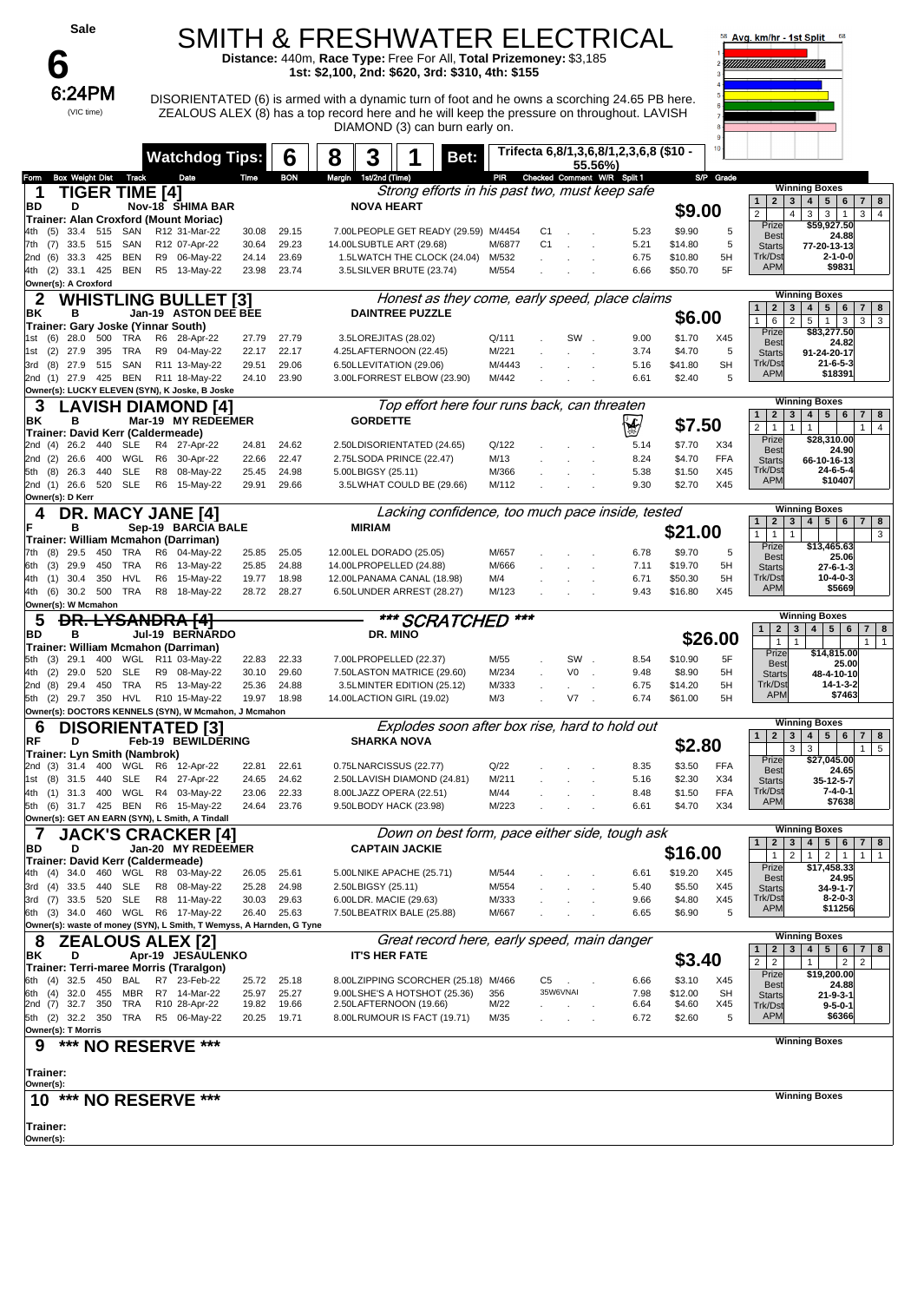**Sale**

# 6

**6:24PM** (VIC time)

# SMITH & FRESHWATER ELECTRICAL

**Distance:** 440m, **Race Type:** Free For All, **Total Prizemoney:** $3,185
**1st:** $2,100, **2nd:** $620, **3rd:** $310, **4th:** $155

DISORIENTATED (6) is armed with a dynamic turn of foot and he owns a scorching 24.65 PB here. ZEALOUS ALEX (8) has a top record here and he will keep the pressure on throughout. LAVISH DIAMOND (3) can burn early on.

**Watchdog Tips:** 6 | 8 | 3 | 1 **Bet:** Trifecta 6,8/1,3,6,8/1,2,3,6,8 ($10 - 55.56%)

Avg. km/hr - 1st Split

---

## 1 TIGER TIME [4]

BD D Nov-18 SHIMA BAR — NOVA HEART
Trainer: Alan Croxford (Mount Moriac)
*Strong efforts in his past two, must keep safe*
**$9.00**

| Form | Box | Weight | Dist | Track | Race | Date | Time | BON | Margin | 1st/2nd (Time) | PIR | Checked | Comment | Split 1 | S/P | Grade |
|---|---|---|---|---|---|---|---|---|---|---|---|---|---|---|---|---|
| 4th | (5) | 33.4 | 515 | SAN | R12 | 31-Mar-22 | 30.08 | 29.15 | 7.00 | LPEOPLE GET READY (29.59) | M/4454 | C1 | | 5.23 | $9.90 | 5 |
| 7th | (7) | 33.5 | 515 | SAN | R12 | 07-Apr-22 | 30.64 | 29.23 | 14.00 | LSUBTLE ART (29.68) | M/6877 | C1 | | 5.21 | $14.80 | 5 |
| 2nd | (6) | 33.3 | 425 | BEN | R9 | 06-May-22 | 24.14 | 23.69 | 1.5 | LWATCH THE CLOCK (24.04) | M/532 | | | 6.75 | $10.80 | 5H |
| 4th | (2) | 33.1 | 425 | BEN | R5 | 13-May-22 | 23.98 | 23.74 | 3.5 | LSILVER BRUTE (23.74) | M/554 | | | 6.66 | $50.70 | 5F |

Owner(s): A Croxford

Winning Boxes: 1: – | 2: 2 | 3: 4 | 4: 3 | 5: 3 | 6: 1 | 7: 3 | 8: 4
Prize $59,927.50 | Best 24.88 | Starts 77-20-13-13 | Trk/Dst 2-1-0-0 | APM $9831

## 2 WHISTLING BULLET [3]

BK B Jan-19 ASTON DEE BEE — DAINTREE PUZZLE
Trainer: Gary Joske (Yinnar South)
*Honest as they come, early speed, place claims*
**$6.00**

| Form | Box | Weight | Dist | Track | Race | Date | Time | BON | Margin | 1st/2nd (Time) | PIR | Checked | Comment | Split 1 | S/P | Grade |
|---|---|---|---|---|---|---|---|---|---|---|---|---|---|---|---|---|
| 1st | (6) | 28.0 | 500 | TRA | R6 | 28-Apr-22 | 27.79 | 27.79 | 3.5 | LOREJITAS (28.02) | Q/111 | | SW | 9.00 | $1.70 | X45 |
| 1st | (2) | 27.9 | 395 | TRA | R9 | 04-May-22 | 22.17 | 22.17 | 4.25 | LAFTERNOON (22.45) | M/221 | | | 3.74 | $4.70 | 5 |
| 3rd | (8) | 27.9 | 515 | SAN | R11 | 13-May-22 | 29.51 | 29.06 | 6.50 | LLEVITATION (29.06) | M/4443 | | | 5.16 | $41.80 | SH |
| 2nd | (1) | 27.9 | 425 | BEN | R11 | 18-May-22 | 24.10 | 23.90 | 3.00 | LFORREST ELBOW (23.90) | M/442 | | | 6.61 | $2.40 | 5 |

Owner(s): LUCKY ELEVEN (SYN), K Joske, B Joske

Winning Boxes: 1: 1 | 2: 6 | 3: 2 | 4: 5 | 5: 1 | 6: 3 | 7: 3 | 8: 3
Prize $83,277.50 | Best 24.82 | Starts 91-24-20-17 | Trk/Dst 21-6-5-3 | APM $18391

## 3 LAVISH DIAMOND [4]

BK B Mar-19 MY REDEEMER — GORDETTE
Trainer: David Kerr (Caldermeade)
*Top effort here four runs back, can threaten*
**$7.50**

| Form | Box | Weight | Dist | Track | Race | Date | Time | BON | Margin | 1st/2nd (Time) | PIR | Checked | Comment | Split 1 | S/P | Grade |
|---|---|---|---|---|---|---|---|---|---|---|---|---|---|---|---|---|
| 2nd | (4) | 26.2 | 440 | SLE | R4 | 27-Apr-22 | 24.81 | 24.62 | 2.50 | LDISORIENTATED (24.65) | Q/122 | | | 5.14 | $7.70 | X34 |
| 2nd | (2) | 26.6 | 400 | WGL | R6 | 30-Apr-22 | 22.66 | 22.47 | 2.75 | LSODA PRINCE (22.47) | M/13 | | | 8.24 | $4.70 | FFA |
| 5th | (8) | 26.3 | 440 | SLE | R8 | 08-May-22 | 25.45 | 24.98 | 5.00 | LBIGSY (25.11) | M/366 | | | 5.38 | $1.50 | X45 |
| 2nd | (1) | 26.6 | 520 | SLE | R6 | 15-May-22 | 29.91 | 29.66 | 3.5 | LWHAT COULD BE (29.66) | M/112 | | | 9.30 | $2.70 | X45 |

Owner(s): D Kerr

Winning Boxes: 1: 2 | 2: 1 | 3: 1 | 4: 1 | 5: – | 6: – | 7: 1 | 8: 4
Prize $28,310.00 | Best 24.90 | Starts 66-10-16-13 | Trk/Dst 24-6-5-4 | APM $10407

## 4 DR. MACY JANE [4]

F B Sep-19 BARCIA BALE — MIRIAM
Trainer: William Mcmahon (Darriman)
*Lacking confidence, too much pace inside, tested*
**$21.00**

| Form | Box | Weight | Dist | Track | Race | Date | Time | BON | Margin | 1st/2nd (Time) | PIR | Checked | Comment | Split 1 | S/P | Grade |
|---|---|---|---|---|---|---|---|---|---|---|---|---|---|---|---|---|
| 7th | (8) | 29.5 | 450 | TRA | R6 | 04-May-22 | 25.85 | 25.05 | 12.00 | LEL DORADO (25.05) | M/657 | | | 6.78 | $9.70 | 5 |
| 6th | (3) | 29.9 | 450 | TRA | R6 | 13-May-22 | 25.85 | 24.88 | 14.00 | LPROPELLED (24.88) | M/666 | | | 7.11 | $19.70 | 5H |
| 4th | (1) | 30.4 | 350 | HVL | R6 | 15-May-22 | 19.77 | 18.98 | 12.00 | LPANAMA CANAL (18.98) | M/4 | | | 6.71 | $50.30 | 5H |
| 4th | (6) | 30.2 | 500 | TRA | R8 | 18-May-22 | 28.72 | 28.27 | 6.50 | LUNDER ARREST (28.27) | M/123 | | | 9.43 | $16.80 | X45 |

Owner(s): W Mcmahon

Winning Boxes: 1: 1 | 2: 1 | 3: 1 | 4: – | 5: – | 6: – | 7: – | 8: 3
Prize $13,465.63 | Best 25.06 | Starts 27-6-1-3 | Trk/Dst 10-4-0-3 | APM $5669

## 5 ~~DR. LYSANDRA [4]~~ *** SCRATCHED ***

BD B Jul-19 BERNARDO — DR. MINO
Trainer: William Mcmahon (Darriman)
**$26.00**

| Form | Box | Weight | Dist | Track | Race | Date | Time | BON | Margin | 1st/2nd (Time) | PIR | Checked | Comment | Split 1 | S/P | Grade |
|---|---|---|---|---|---|---|---|---|---|---|---|---|---|---|---|---|
| 5th | (3) | 29.1 | 400 | WGL | R11 | 03-May-22 | 22.83 | 22.33 | 7.00 | LPROPELLED (22.37) | M/55 | | SW | 8.54 | $10.90 | 5F |
| 4th | (2) | 29.0 | 520 | SLE | R9 | 08-May-22 | 30.10 | 29.60 | 7.50 | LASTON MATRICE (29.60) | M/234 | | V0 | 9.48 | $8.90 | 5H |
| 2nd | (8) | 29.4 | 450 | TRA | R5 | 13-May-22 | 25.36 | 24.88 | 3.5 | LMINTER EDITION (25.12) | M/333 | | | 6.75 | $14.20 | 5H |
| 5th | (2) | 29.7 | 350 | HVL | R10 | 15-May-22 | 19.97 | 18.98 | 14.00 | LACTION GIRL (19.02) | M/3 | | V7 | 6.74 | $61.00 | 5H |

Owner(s): DOCTORS KENNELS (SYN), W Mcmahon, J Mcmahon

Winning Boxes: 1: 1 | 2: 1 | 3: – | 4: – | 5: – | 6: – | 7: 1 | 8: 1
Prize $14,815.00 | Best 25.00 | Starts 48-4-10-10 | Trk/Dst 14-1-3-2 | APM $7463

## 6 DISORIENTATED [3]

RF D Feb-19 BEWILDERING — SHARKA NOVA
Trainer: Lyn Smith (Nambrok)
*Explodes soon after box rise, hard to hold out*
**$2.80**

| Form | Box | Weight | Dist | Track | Race | Date | Time | BON | Margin | 1st/2nd (Time) | PIR | Checked | Comment | Split 1 | S/P | Grade |
|---|---|---|---|---|---|---|---|---|---|---|---|---|---|---|---|---|
| 2nd | (3) | 31.4 | 400 | WGL | R6 | 12-Apr-22 | 22.81 | 22.61 | 0.75 | LNARCISSUS (22.77) | Q/22 | | | 8.35 | $3.50 | FFA |
| 1st | (8) | 31.5 | 440 | SLE | R4 | 27-Apr-22 | 24.65 | 24.62 | 2.50 | LLAVISH DIAMOND (24.81) | M/211 | | | 5.16 | $2.30 | X34 |
| 4th | (1) | 31.3 | 400 | WGL | R4 | 03-May-22 | 23.06 | 22.33 | 8.00 | LJAZZ OPERA (22.51) | M/44 | | | 8.48 | $1.50 | FFA |
| 5th | (6) | 31.7 | 425 | BEN | R6 | 15-May-22 | 24.64 | 23.76 | 9.50 | LBODY HACK (23.98) | M/223 | | | 6.61 | $4.70 | X34 |

Owner(s): GET AN EARN (SYN), L Smith, A Tindall

Winning Boxes: 1: – | 2: – | 3: 3 | 4: 3 | 5: – | 6: – | 7: 1 | 8: 5
Prize $27,045.00 | Best 24.65 | Starts 35-12-5-7 | Trk/Dst 7-4-0-1 | APM $7638

## 7 JACK'S CRACKER [4]

BD D Jan-20 MY REDEEMER — CAPTAIN JACKIE
Trainer: David Kerr (Caldermeade)
*Down on best form, pace either side, tough ask*
**$16.00**

| Form | Box | Weight | Dist | Track | Race | Date | Time | BON | Margin | 1st/2nd (Time) | PIR | Checked | Comment | Split 1 | S/P | Grade |
|---|---|---|---|---|---|---|---|---|---|---|---|---|---|---|---|---|
| 4th | (4) | 34.0 | 460 | WGL | R8 | 03-May-22 | 26.05 | 25.61 | 5.00 | LNIKE APACHE (25.71) | M/544 | | | 6.61 | $19.20 | X45 |
| 3rd | (4) | 33.5 | 440 | SLE | R8 | 08-May-22 | 25.28 | 24.98 | 2.50 | LBIGSY (25.11) | M/554 | | | 5.40 | $5.50 | X45 |
| 3rd | (7) | 33.5 | 520 | SLE | R8 | 11-May-22 | 30.03 | 29.63 | 6.00 | LDR. MACIE (29.63) | M/333 | | | 9.66 | $4.80 | X45 |
| 6th | (3) | 34.0 | 460 | WGL | R6 | 17-May-22 | 26.40 | 25.63 | 7.50 | LBEATRIX BALE (25.88) | M/667 | | | 6.65 | $6.90 | 5 |

Owner(s): waste of money (SYN), L Smith, T Wemyss, A Harnden, G Tyne

Winning Boxes: 1: – | 2: 1 | 3: 2 | 4: 1 | 5: 2 | 6: 1 | 7: 1 | 8: 1
Prize $17,458.33 | Best 24.95 | Starts 34-9-1-7 | Trk/Dst 8-2-0-3 | APM $11256

## 8 ZEALOUS ALEX [2]

BK D Apr-19 JESAULENKO — IT'S HER FATE
Trainer: Terri-maree Morris (Traralgon)
*Great record here, early speed, main danger*
**$3.40**

| Form | Box | Weight | Dist | Track | Race | Date | Time | BON | Margin | 1st/2nd (Time) | PIR | Checked | Comment | Split 1 | S/P | Grade |
|---|---|---|---|---|---|---|---|---|---|---|---|---|---|---|---|---|
| 6th | (4) | 32.5 | 450 | BAL | R7 | 23-Feb-22 | 25.72 | 25.18 | 8.00 | LZIPPING SCORCHER (25.18) | M/466 | C5 | | 6.66 | $3.10 | X45 |
| 6th | (4) | 32.0 | 455 | MBR | R7 | 14-Mar-22 | 25.97 | 25.27 | 9.00 | LSHE'S A HOTSHOT (25.36) | 356 | | 35W6VNAI | 7.98 | $12.00 | SH |
| 2nd | (7) | 32.7 | 350 | TRA | R10 | 28-Apr-22 | 19.82 | 19.66 | 2.50 | LAFTERNOON (19.66) | M/22 | | | 6.64 | $4.60 | X45 |
| 5th | (2) | 32.2 | 350 | TRA | R5 | 06-May-22 | 20.25 | 19.71 | 8.00 | LRUMOUR IS FACT (19.71) | M/35 | | | 6.72 | $2.60 | 5 |

Owner(s): T Morris

Winning Boxes: 1: 2 | 2: 2 | 3: – | 4: 1 | 5: – | 6: 2 | 7: 2 | 8: –
Prize $19,200.00 | Best 24.88 | Starts 21-9-3-1 | Trk/Dst 9-5-0-1 | APM $6366

## 9 *** NO RESERVE ***

Trainer:
Owner(s):

## 10 *** NO RESERVE ***

Trainer:
Owner(s):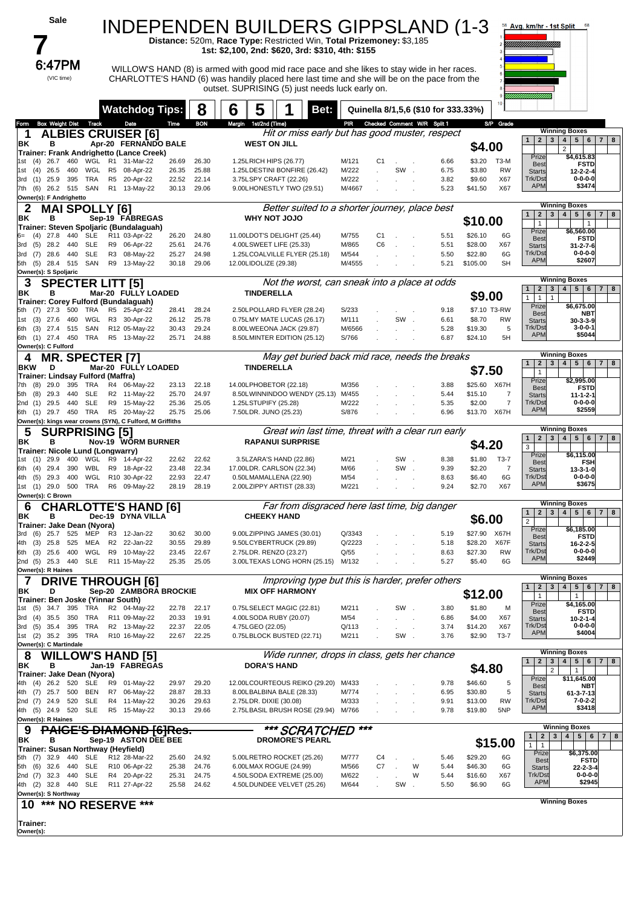Sale

# 7

6:47PM

(VIC time)

# INDEPENDEN BUILDERS GIPPSLAND (1-3

**Distance:** 520m, **Race Type:** Restricted Win, **Total Prizemoney:** $3,185

**1st: $2,100, 2nd: $620, 3rd: $310, 4th: $155**

WILLOW'S HAND (8) is armed with good mid race pace and she likes to stay wide in her races. CHARLOTTE'S HAND (6) was handily placed here last time and she will be on the pace from the outset. SURPRISING (5) just needs luck early on.

Avg. km/hr - 1st Split

**Watchdog Tips:** 8 | 6 | 5 | 1 | **Bet:** Quinella 8/1,5,6 ($10 for 333.33%)

| Form | Box | Weight | Dist | Track | | Date | Time | BON | Margin | 1st/2nd (Time) | PIR | Checked | Comment | W/R | Split 1 | | S/P | Grade |
|---|---|---|---|---|---|---|---|---|---|---|---|---|---|---|---|---|---|---|

## 1 ALBIES CRUISER [6]

*Hit or miss early but has good muster, respect*

BK B Apr-20 FERNANDO BALE — WEST ON JILL — **$4.00**

Trainer: Frank Andrighetto (Lance Creek)

| Form | Box | Weight | Dist | Track | Race | Date | Time | BON | Margin | 1st/2nd (Time) | PIR | Checked | Comment | W/R | Split 1 | S/P | Grade |
|---|---|---|---|---|---|---|---|---|---|---|---|---|---|---|---|---|---|
| 1st | (4) | 26.7 | 460 | WGL | R1 | 31-Mar-22 | 26.69 | 26.30 | 1.25 | LRICH HIPS (26.77) | M/121 | C1 | | | 6.66 | $3.20 | T3-M |
| 1st | (4) | 26.5 | 460 | WGL | R5 | 08-Apr-22 | 26.35 | 25.88 | 1.25 | LDESTINI BONFIRE (26.42) | M/222 | | SW | | 6.75 | $3.80 | RW |
| 3rd | (1) | 25.9 | 395 | TRA | R5 | 20-Apr-22 | 22.52 | 22.14 | 3.75 | LSPY CRAFT (22.26) | M/222 | | | | 3.82 | $9.60 | X67 |
| 7th | (6) | 26.2 | 515 | SAN | R1 | 13-May-22 | 30.13 | 29.06 | 9.00 | LHONESTLY TWO (29.51) | M/4667 | | | | 5.23 | $41.50 | X67 |

Owner(s): F Andrighetto

Winning Boxes: 2 (box 3). Prize $4,615.83; Best FSTD; Starts 12-2-2-4; Trk/Dst 0-0-0-0; APM $3474

## 2 MAI SPOLLY [6]

*Better suited to a shorter journey, place best*

BK B Sep-19 FABREGAS — WHY NOT JOJO — **$10.00**

Trainer: Steven Spoljaric (Bundalaguah)

| Form | Box | Weight | Dist | Track | Race | Date | Time | BON | Margin | 1st/2nd (Time) | PIR | Checked | Comment | W/R | Split 1 | S/P | Grade |
|---|---|---|---|---|---|---|---|---|---|---|---|---|---|---|---|---|---|
| 6= | (4) | 27.8 | 440 | SLE | R11 | 03-Apr-22 | 26.20 | 24.80 | 11.00 | LDOT'S DELIGHT (25.44) | M/755 | C1 | | | 5.51 | $26.10 | 6G |
| 3rd | (5) | 28.2 | 440 | SLE | R9 | 06-Apr-22 | 25.61 | 24.76 | 4.00 | LSWEET LIFE (25.33) | M/865 | C6 | | | 5.51 | $28.00 | X67 |
| 3rd | (7) | 28.6 | 440 | SLE | R3 | 08-Apr-22 | 25.27 | 24.98 | 1.25 | LCOALVILLE FLYER (25.18) | M/544 | | | | 5.50 | $22.80 | 6G |
| 5th | (5) | 28.4 | 515 | SAN | R9 | 13-May-22 | 30.18 | 29.06 | 12.00 | LIDOLIZE (29.38) | M/4555 | | | | 5.21 | $105.00 | SH |

Owner(s): S Spoljaric

Winning Boxes: 1 (box 1), 1 (box 6). Prize $6,560.00; Best FSTD; Starts 31-2-7-6; Trk/Dst 0-0-0-0; APM $2607

## 3 SPECTER LITT [5]

*Not the worst, can sneak into a place at odds*

BK B Mar-20 FULLY LOADED — TINDERELLA — **$9.00**

Trainer: Corey Fulford (Bundalaguah)

| Form | Box | Weight | Dist | Track | Race | Date | Time | BON | Margin | 1st/2nd (Time) | PIR | Checked | Comment | W/R | Split 1 | S/P | Grade |
|---|---|---|---|---|---|---|---|---|---|---|---|---|---|---|---|---|---|
| 5th | (7) | 27.3 | 500 | TRA | R5 | 25-Apr-22 | 28.41 | 28.24 | 2.50 | LPOLLARD FLYER (28.24) | S/233 | | | | 9.18 | $7.10 | T3-RW |
| 1st | (3) | 27.6 | 460 | WGL | R3 | 30-Apr-22 | 26.12 | 25.78 | 0.75 | LMY MATE LUCAS (26.17) | M/111 | | SW | | 6.61 | $8.70 | RW |
| 6th | (3) | 27.4 | 515 | SAN | R12 | 05-May-22 | 30.43 | 29.24 | 8.00 | LWEEONA JACK (29.87) | M/6566 | | | | 5.28 | $19.30 | 5 |
| 6th | (1) | 27.4 | 450 | TRA | R5 | 13-May-22 | 25.71 | 24.88 | 8.50 | LMINTER EDITION (25.12) | S/766 | | | | 6.87 | $24.10 | 5H |

Owner(s): C Fulford

Winning Boxes: 1 (box 1), 1 (box 2), 1 (box 3). Prize $6,675.00; Best NBT; Starts 30-3-3-9; Trk/Dst 3-0-0-1; APM $5044

## 4 MR. SPECTER [7]

*May get buried back mid race, needs the breaks*

BKW D Mar-20 FULLY LOADED — TINDERELLA — **$7.50**

Trainer: Lindsay Fulford (Maffra)

| Form | Box | Weight | Dist | Track | Race | Date | Time | BON | Margin | 1st/2nd (Time) | PIR | Checked | Comment | W/R | Split 1 | S/P | Grade |
|---|---|---|---|---|---|---|---|---|---|---|---|---|---|---|---|---|---|
| 7th | (8) | 29.0 | 395 | TRA | R4 | 06-May-22 | 23.13 | 22.18 | 14.00 | LPHOBETOR (22.18) | M/356 | | | | 3.88 | $25.60 | X67H |
| 5th | (8) | 29.3 | 440 | SLE | R2 | 11-May-22 | 25.70 | 24.97 | 8.50 | LWINNINDOO WENDY (25.13) | M/455 | | | | 5.44 | $15.10 | 7 |
| 2nd | (1) | 29.5 | 440 | SLE | R9 | 15-May-22 | 25.36 | 25.05 | 1.25 | LSTUPIFY (25.28) | M/222 | | | | 5.35 | $2.00 | 7 |
| 6th | (1) | 29.7 | 450 | TRA | R5 | 20-May-22 | 25.75 | 25.06 | 7.50 | LDR. JUNO (25.23) | S/876 | | | | 6.96 | $13.70 | X67H |

Owner(s): kings wear crowns (SYN), C Fulford, M Griffiths

Winning Boxes: 1 (box 1). Prize $2,995.00; Best FSTD; Starts 11-1-2-1; Trk/Dst 0-0-0-0; APM $2559

## 5 SURPRISING [5]

*Great win last time, threat with a clear run early*

BK B Nov-19 WORM BURNER — RAPANUI SURPRISE — **$4.20**

Trainer: Nicole Lund (Longwarry)

| Form | Box | Weight | Dist | Track | Race | Date | Time | BON | Margin | 1st/2nd (Time) | PIR | Checked | Comment | W/R | Split 1 | S/P | Grade |
|---|---|---|---|---|---|---|---|---|---|---|---|---|---|---|---|---|---|
| 1st | (1) | 29.9 | 400 | WGL | R9 | 14-Apr-22 | 22.62 | 22.62 | 3.5 | LZARA'S HAND (22.86) | M/21 | | SW | | 8.38 | $1.80 | T3-7 |
| 6th | (4) | 29.4 | 390 | WBL | R9 | 18-Apr-22 | 23.48 | 22.34 | 17.00 | LDR. CARLSON (22.34) | M/66 | | SW | | 9.39 | $2.20 | 7 |
| 4th | (5) | 29.3 | 400 | WGL | R10 | 30-Apr-22 | 22.93 | 22.47 | 0.50 | LMAMALLENA (22.90) | M/54 | | | | 8.63 | $6.40 | 6G |
| 1st | (1) | 29.0 | 500 | TRA | R6 | 09-May-22 | 28.19 | 28.19 | 2.00 | LZIPPY ARTIST (28.33) | M/221 | | | | 9.24 | $2.70 | X67 |

Owner(s): C Brown

Winning Boxes: 3 (box 1). Prize $6,115.00; Best FSH; Starts 13-3-1-0; Trk/Dst 0-0-0-0; APM $3675

## 6 CHARLOTTE'S HAND [6]

*Far from disgraced here last time, big danger*

BK B Dec-19 DYNA VILLA — CHEEKY HAND — **$6.00**

Trainer: Jake Dean (Nyora)

| Form | Box | Weight | Dist | Track | Race | Date | Time | BON | Margin | 1st/2nd (Time) | PIR | Checked | Comment | W/R | Split 1 | S/P | Grade |
|---|---|---|---|---|---|---|---|---|---|---|---|---|---|---|---|---|---|
| 3rd | (6) | 25.7 | 525 | MEP | R3 | 12-Jan-22 | 30.62 | 30.00 | 9.00 | LZIPPING JAMES (30.01) | Q/3343 | | | | 5.19 | $27.90 | X67H |
| 4th | (3) | 25.8 | 525 | MEA | R2 | 22-Jan-22 | 30.55 | 29.89 | 9.50 | LCYBERTRUCK (29.89) | Q/2223 | | | | 5.18 | $28.20 | X67F |
| 6th | (3) | 25.6 | 400 | WGL | R9 | 10-May-22 | 23.45 | 22.67 | 2.75 | LDR. RENZO (23.27) | Q/55 | | | | 8.63 | $27.30 | RW |
| 2nd | (5) | 25.3 | 440 | SLE | R11 | 15-May-22 | 25.35 | 25.05 | 3.00 | LTEXAS LONG HORN (25.15) | M/132 | | | | 5.27 | $5.40 | 6G |

Owner(s): R Haines

Winning Boxes: 2 (box 1). Prize $6,185.00; Best FSTD; Starts 16-2-2-5; Trk/Dst 0-0-0-0; APM $2449

## 7 DRIVE THROUGH [6]

*Improving type but this is harder, prefer others*

BK D Sep-20 ZAMBORA BROCKIE — MIX OFF HARMONY — **$12.00**

Trainer: Ben Joske (Yinnar South)

| Form | Box | Weight | Dist | Track | Race | Date | Time | BON | Margin | 1st/2nd (Time) | PIR | Checked | Comment | W/R | Split 1 | S/P | Grade |
|---|---|---|---|---|---|---|---|---|---|---|---|---|---|---|---|---|---|
| 1st | (5) | 34.7 | 395 | TRA | R2 | 04-May-22 | 22.78 | 22.17 | 0.75 | LSELECT MAGIC (22.81) | M/211 | | SW | | 3.80 | $1.80 | M |
| 3rd | (4) | 35.5 | 350 | TRA | R11 | 09-May-22 | 20.33 | 19.91 | 4.00 | LSODA RUBY (20.07) | M/54 | | | | 6.86 | $4.00 | X67 |
| 3rd | (5) | 35.4 | 395 | TRA | R2 | 13-May-22 | 22.37 | 22.05 | 4.75 | LGEO (22.05) | Q/113 | | | | 3.74 | $14.20 | X67 |
| 1st | (2) | 35.2 | 395 | TRA | R10 | 16-May-22 | 22.67 | 22.25 | 0.75 | LBLOCK BUSTED (22.71) | M/211 | | SW | | 3.76 | $2.90 | T3-7 |

Owner(s): C Martindale

Winning Boxes: 1 (box 2), 1 (box 5). Prize $4,165.00; Best FSTD; Starts 10-2-1-4; Trk/Dst 0-0-0-0; APM $4004

## 8 WILLOW'S HAND [5]

*Wide runner, drops in class, gets her chance*

BK B Jan-19 FABREGAS — DORA'S HAND — **$4.80**

Trainer: Jake Dean (Nyora)

| Form | Box | Weight | Dist | Track | Race | Date | Time | BON | Margin | 1st/2nd (Time) | PIR | Checked | Comment | W/R | Split 1 | S/P | Grade |
|---|---|---|---|---|---|---|---|---|---|---|---|---|---|---|---|---|---|
| 4th | (4) | 26.2 | 520 | SLE | R9 | 01-May-22 | 29.97 | 29.20 | 12.00 | LCOURTEOUS REIKO (29.20) | M/433 | | | | 9.78 | $46.60 | 5 |
| 4th | (7) | 25.7 | 500 | BEN | R7 | 06-May-22 | 28.87 | 28.33 | 8.00 | LBALBINA BALE (28.33) | M/774 | | | | 6.95 | $30.80 | 5 |
| 2nd | (7) | 24.9 | 520 | SLE | R4 | 11-May-22 | 30.26 | 29.63 | 2.75 | LDR. DIXIE (30.08) | M/333 | | | | 9.91 | $13.00 | RW |
| 4th | (5) | 24.9 | 520 | SLE | R5 | 15-May-22 | 30.13 | 29.66 | 2.75 | LBASIL BRUSH ROSE (29.94) | M/766 | | | | 9.78 | $19.80 | 5NP |

Owner(s): R Haines

Winning Boxes: 2 (box 3), 1 (box 5). Prize $11,645.00; Best NBT; Starts 61-3-7-13; Trk/Dst 7-0-2-2; APM $3418

## 9 ~~PAIGE'S DIAMOND [6]Res.~~

*** SCRATCHED ***

BK B Sep-19 ASTON DEE BEE — DROMORE'S PEARL — **$15.00**

Trainer: Susan Northway (Heyfield)

| Form | Box | Weight | Dist | Track | Race | Date | Time | BON | Margin | 1st/2nd (Time) | PIR | Checked | Comment | W/R | Split 1 | S/P | Grade |
|---|---|---|---|---|---|---|---|---|---|---|---|---|---|---|---|---|---|
| 5th | (7) | 32.9 | 440 | SLE | R12 | 28-Mar-22 | 25.60 | 24.92 | 5.00 | LRETRO ROCKET (25.26) | M/777 | C4 | | | 5.46 | $29.20 | 6G |
| 5th | (6) | 32.6 | 440 | SLE | R10 | 06-Apr-22 | 25.38 | 24.76 | 6.00 | LMAX ROGUE (24.99) | M/566 | C7 | | W | 5.44 | $46.30 | 6G |
| 2nd | (7) | 32.3 | 440 | SLE | R4 | 20-Apr-22 | 25.31 | 24.75 | 4.50 | LSODA EXTREME (25.00) | M/622 | | | W | 5.44 | $16.60 | X67 |
| 4th | (2) | 32.8 | 440 | SLE | R11 | 27-Apr-22 | 25.58 | 24.62 | 4.50 | LDUNDEE VELVET (25.26) | M/644 | | SW | | 5.50 | $6.90 | 6G |

Owner(s): S Northway

Winning Boxes: 1 (box 1). Prize $6,375.00; Best FSTD; Starts 22-2-3-4; Trk/Dst 0-0-0-0; APM $2945

## 10 *** NO RESERVE ***

Trainer:

Owner(s):

Winning Boxes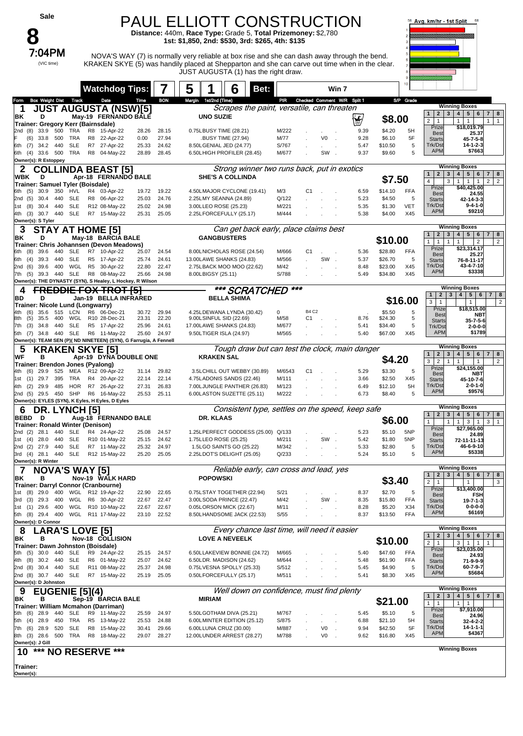Sale

# 8

7:04PM (VIC time)

# PAUL ELLIOTT CONSTRUCTION

**Distance:** 440m, **Race Type:** Grade 5, **Total Prizemoney:** $2,780
**1st: $1,850, 2nd: $530, 3rd: $265, 4th: $135**

NOVA'S WAY (7) is normally very reliable at box rise and she can dash away through the bend. KRAKEN SKYE (5) was handily placed at Shepparton and she can carve out time when in the clear. JUST AUGUSTA (1) has the right draw.

**Watchdog Tips:** 7 5 1 6 **Bet:** Win 7

Avg. km/hr - 1st Split 58–68

## 1 JUST AUGUSTA (NSW)[5]
*Scrapes the paint, versatile, can threaten*
BK D May-19 FERNANDO BALE / UNO SUZIE — $8.00
Trainer: Gregory Kerr (Bairnsdale)
Owner(s): R Estoppey

| Form | Box | Weight | Dist | Track | Race | Date | Time | BON | Margin | 1st/2nd (Time) | PIR | Comment | Split 1 | S/P | Grade |
|---|---|---|---|---|---|---|---|---|---|---|---|---|---|---|---|
| 2nd | (8) | 33.9 | 500 | TRA | R8 | 15-Apr-22 | 28.26 | 28.15 | 0.75L | BUSY TIME (28.21) | M/222 | | 9.39 | $4.20 | 5H |
| F | (6) | 33.8 | 500 | TRA | R8 | 22-Apr-22 | 0.00 | 27.94 | . | BUSY TIME (27.94) | M/77 | V0 | 9.28 | $6.10 | 5F |
| 6th | (7) | 34.2 | 440 | SLE | R7 | 27-Apr-22 | 25.33 | 24.62 | 8.50L | GENIAL JED (24.77) | S/767 | | 5.47 | $10.50 | 5 |
| 6th | (4) | 33.6 | 500 | TRA | R8 | 04-May-22 | 28.89 | 28.45 | 6.50L | HIGH PROFILER (28.45) | M/677 | SW | 9.37 | $9.60 | 5 |

Winning Boxes: 1: 2 | 2: 1 | 5: 1 | 6: 1 | 8: 1 — Prize $18,019.79, Best 25.37, Starts 45-7-5-8, Trk/Dst 14-1-2-3, APM $7663

## 2 COLLINDA BEAST [5]
*Strong winner two runs back, put in exotics*
WBK D Apr-18 FERNANDO BALE / SHE'S A COLLINDA — $7.50
Trainer: Samuel Tyler (Boisdale)
Owner(s): S Tyler

| Form | Box | Weight | Dist | Track | Race | Date | Time | BON | Margin | 1st/2nd (Time) | PIR | Comment | Split 1 | S/P | Grade |
|---|---|---|---|---|---|---|---|---|---|---|---|---|---|---|---|
| 6th | (5) | 30.9 | 350 | HVL | R4 | 03-Apr-22 | 19.72 | 19.22 | 4.50L | MAJOR CYCLONE (19.41) | M/3 | C1 | 6.59 | $14.10 | FFA |
| 2nd | (5) | 30.4 | 440 | SLE | R8 | 06-Apr-22 | 25.03 | 24.76 | 2.25L | MY SEANNA (24.89) | Q/122 | | 5.23 | $4.50 | 5 |
| 1st | (8) | 30.4 | 440 | SLE | R12 | 08-May-22 | 25.02 | 24.98 | 3.00L | LEO ROSE (25.23) | M/221 | | 5.35 | $1.30 | VET |
| 4th | (3) | 30.7 | 440 | SLE | R7 | 15-May-22 | 25.31 | 25.05 | 2.25L | FORCEFULLY (25.17) | M/444 | | 5.38 | $4.00 | X45 |

Winning Boxes: 1: 4 | 3: 3 | 4: 1 | 5: 1 | 6: 1 | 7: 2 | 8: 2 — Prize $40,425.00, Best 24.55, Starts 42-14-3-3, Trk/Dst 9-4-1-0, APM $9210

## 3 STAY AT HOME [5]
*Can get back early, place claims best*
BK D May-18 BARCIA BALE / GANGBUSTERS — $10.00
Trainer: Chris Johannsen (Devon Meadows)
Owner(s): THE DYNASTY (SYN), S Healey, L Hockey, R Wilson

| Form | Box | Weight | Dist | Track | Race | Date | Time | BON | Margin | 1st/2nd (Time) | PIR | Comment | Split 1 | S/P | Grade |
|---|---|---|---|---|---|---|---|---|---|---|---|---|---|---|---|
| 6th | (8) | 39.6 | 440 | SLE | R7 | 10-Apr-22 | 25.07 | 24.54 | 8.00L | NICHOLAS ROSE (24.54) | M/666 | C1 | 5.36 | $28.80 | FFA |
| 6th | (4) | 39.3 | 440 | SLE | R5 | 17-Apr-22 | 25.74 | 24.61 | 13.00L | AWE SHANKS (24.83) | M/566 | SW | 5.37 | $26.70 | 5 |
| 2nd | (6) | 39.6 | 400 | WGL | R5 | 30-Apr-22 | 22.80 | 22.47 | 2.75L | BACK MOO MOO (22.62) | M/42 | | 8.48 | $23.00 | X45 |
| 7th | (5) | 39.3 | 440 | SLE | R8 | 08-May-22 | 25.66 | 24.98 | 8.00L | BIGSY (25.11) | S/788 | | 5.49 | $34.80 | X45 |

Winning Boxes: 1: 1 | 2: 1 | 3: 1 | 4: 1 | 6: 2 | 8: 2 — Prize $23,314.17, Best 25.27, Starts 76-8-11-17, Trk/Dst 43-4-7-10, APM $3338

## 4 ~~FREDDIE FOX TROT [5]~~
*** SCRATCHED ***
BD D Jan-19 BELLA INFRARED / BELLA SHIMA — $16.00
Trainer: Nicole Lund (Longwarry)
Owner(s): TEAM SEN (P)( ND NINETEEN) (SYN), G Farrugia, A Fennell

| Form | Box | Weight | Dist | Track | Race | Date | Time | BON | Margin | 1st/2nd (Time) | PIR | Comment | Split 1 | S/P | Grade |
|---|---|---|---|---|---|---|---|---|---|---|---|---|---|---|---|
| 4th | (6) | 35.6 | 515 | LCN | R6 | 06-Dec-21 | 30.72 | 29.94 | 4.25L | DEWANA LYNDA (30.42) | 0 | B4 C2 | . | $5.50 | 5 |
| 8th | (5) | 35.5 | 400 | WGL | R10 | 28-Dec-21 | 23.31 | 22.20 | 9.00L | SINFUL SID (22.69) | M/58 | C1 | 8.76 | $24.30 | 5 |
| 7th | (3) | 34.8 | 440 | SLE | R5 | 17-Apr-22 | 25.96 | 24.61 | 17.00L | AWE SHANKS (24.83) | M/677 | | 5.41 | $34.40 | 5 |
| 5th | (7) | 34.8 | 440 | SLE | R6 | 11-May-22 | 25.60 | 24.97 | 9.50L | TIGER ISLA (24.97) | M/565 | | 5.40 | $67.00 | X45 |

Winning Boxes: 1: 3 | 2: 1 | 5: 1 | 8: 2 — Prize $18,515.00, Best NBT, Starts 35-7-5-6, Trk/Dst 2-0-0-0, APM $1789

## 5 KRAKEN SKYE [5]
*Tough draw but can test the clock, main danger*
WF B Apr-19 DYNA DOUBLE ONE / KRAKEN SAL — $4.20
Trainer: Brendon Jones (Pyalong)
Owner(s): EYLES (SYN), K Eyles, H Eyles, D Eyles

| Form | Box | Weight | Dist | Track | Race | Date | Time | BON | Margin | 1st/2nd (Time) | PIR | Comment | Split 1 | S/P | Grade |
|---|---|---|---|---|---|---|---|---|---|---|---|---|---|---|---|
| 4th | (6) | 29.9 | 525 | MEA | R12 | 09-Apr-22 | 31.14 | 29.82 | 3.5L | CHILL OUT WEBBY (30.89) | M/6543 | C1 | 5.29 | $3.30 | 5 |
| 1st | (1) | 29.7 | 395 | TRA | R4 | 20-Apr-22 | 22.14 | 22.14 | 4.75L | ADONIS SANDS (22.46) | M/111 | | 3.66 | $2.50 | X45 |
| 4th | (2) | 29.9 | 485 | HOR | R7 | 26-Apr-22 | 27.31 | 26.83 | 7.00L | JUNGLE PANTHER (26.83) | M/123 | | 6.49 | $12.10 | 5H |
| 2nd | (5) | 29.5 | 450 | SHP | R6 | 16-May-22 | 25.53 | 25.11 | 6.00L | ASTON SUZETTE (25.11) | M/222 | | 6.73 | $8.40 | 5 |

Winning Boxes: 1: 3 | 2: 2 | 3: 1 | 4: 1 | 6: 1 | 8: 2 — Prize $24,155.00, Best NBT, Starts 45-10-7-6, Trk/Dst 2-0-1-0, APM $9576

## 6 DR. LYNCH [5]
*Consistent type, settles on the speed, keep safe*
BEBD D Aug-18 FERNANDO BALE / DR. KLAAS — $6.00
Trainer: Ronald Winter (Denison)
Owner(s): R Winter

| Form | Box | Weight | Dist | Track | Race | Date | Time | BON | Margin | 1st/2nd (Time) | PIR | Comment | Split 1 | S/P | Grade |
|---|---|---|---|---|---|---|---|---|---|---|---|---|---|---|---|
| 2nd | (2) | 28.1 | 440 | SLE | R4 | 24-Apr-22 | 25.08 | 24.57 | 1.25L | PERFECT GODDESS (25.00) | Q/133 | | 5.23 | $5.10 | 5NP |
| 1st | (4) | 28.0 | 440 | SLE | R10 | 01-May-22 | 25.15 | 24.62 | 1.75L | LEO ROSE (25.25) | M/211 | SW | 5.42 | $1.80 | 5NP |
| 2nd | (2) | 27.9 | 440 | SLE | R7 | 11-May-22 | 25.32 | 24.97 | 1.5L | GO SAINTS GO (25.22) | M/342 | | 5.33 | $2.80 | 5 |
| 3rd | (4) | 28.1 | 440 | SLE | R12 | 15-May-22 | 25.20 | 25.05 | 2.25L | DOT'S DELIGHT (25.05) | Q/233 | | 5.24 | $5.10 | 5 |

Winning Boxes: 1: 1 | 3: 1 | 4: 1 | 5: 3 | 6: 1 | 7: 3 | 8: 1 — Prize $27,965.00, Best 24.89, Starts 72-11-11-13, Trk/Dst 46-6-9-10, APM $5338

## 7 NOVA'S WAY [5]
*Reliable early, can cross and lead, yes*
BK B Nov-19 WALK HARD / POPOWSKI — $3.40
Trainer: Darryl Connor (Cranbourne)
Owner(s): D Connor

| Form | Box | Weight | Dist | Track | Race | Date | Time | BON | Margin | 1st/2nd (Time) | PIR | Comment | Split 1 | S/P | Grade |
|---|---|---|---|---|---|---|---|---|---|---|---|---|---|---|---|
| 1st | (8) | 29.0 | 400 | WGL | R12 | 19-Apr-22 | 22.90 | 22.65 | 0.75L | STAY TOGETHER (22.94) | S/21 | | 8.37 | $2.70 | 5 |
| 3rd | (3) | 29.3 | 400 | WGL | R6 | 30-Apr-22 | 22.67 | 22.47 | 3.00L | SODA PRINCE (22.47) | M/42 | SW | 8.35 | $15.80 | FFA |
| 1st | (1) | 29.6 | 400 | WGL | R10 | 10-May-22 | 22.67 | 22.67 | 0.05L | ORSON MICK (22.67) | M/11 | | 8.28 | $5.20 | X34 |
| 5th | (8) | 29.4 | 400 | WGL | R11 | 17-May-22 | 23.10 | 22.52 | 8.50L | HANDSOME JACK (22.53) | S/55 | | 8.37 | $13.50 | FFA |

Winning Boxes: 1: 2 | 2: 1 | 5: 1 | 8: 3 — Prize $13,400.00, Best FSH, Starts 19-7-1-3, Trk/Dst 0-0-0-0, APM $6169

## 8 LARA'S LOVE [5]
*Every chance last time, will need it easier*
BK B Nov-18 COLLISION / LOVE A NEVEELK — $10.00
Trainer: Dawn Johnston (Boisdale)
Owner(s): D Johnston

| Form | Box | Weight | Dist | Track | Race | Date | Time | BON | Margin | 1st/2nd (Time) | PIR | Comment | Split 1 | S/P | Grade |
|---|---|---|---|---|---|---|---|---|---|---|---|---|---|---|---|
| 5th | (5) | 30.0 | 440 | SLE | R9 | 24-Apr-22 | 25.15 | 24.57 | 6.50L | LAKEVIEW BONNIE (24.72) | M/665 | | 5.40 | $47.60 | FFA |
| 4th | (8) | 30.2 | 440 | SLE | R6 | 01-May-22 | 25.07 | 24.62 | 6.50L | DR. MADISON (24.62) | M/644 | | 5.48 | $61.90 | FFA |
| 2nd | (8) | 30.4 | 440 | SLE | R11 | 08-May-22 | 25.37 | 24.98 | 0.75L | VESNA SPOLLY (25.33) | S/512 | | 5.45 | $4.90 | 5 |
| 2nd | (8) | 30.7 | 440 | SLE | R7 | 15-May-22 | 25.19 | 25.05 | 0.50L | FORCEFULLY (25.17) | M/511 | | 5.41 | $8.30 | X45 |

Winning Boxes: 1: 2 | 2: 1 | 4: 3 | 5: 1 | 6: 1 | 7: 1 — Prize $23,035.00, Best 24.93, Starts 71-9-9-9, Trk/Dst 60-7-9-7, APM $5684

## 9 EUGENIE [5](4)
*Well down on confidence, must find plenty*
BK B Sep-19 BARCIA BALE / MIRIAM — $21.00
Trainer: William Mcmahon (Darriman)
Owner(s): J Gill

| Form | Box | Weight | Dist | Track | Race | Date | Time | BON | Margin | 1st/2nd (Time) | PIR | Comment | Split 1 | S/P | Grade |
|---|---|---|---|---|---|---|---|---|---|---|---|---|---|---|---|
| 5th | (6) | 28.9 | 440 | SLE | R9 | 11-May-22 | 25.59 | 24.97 | 5.50L | GOTHAM DIVA (25.21) | M/767 | | 5.45 | $5.10 | 5 |
| 5th | (4) | 28.9 | 450 | TRA | R5 | 13-May-22 | 25.53 | 24.88 | 6.00L | MINTER EDITION (25.12) | S/875 | | 6.88 | $21.10 | 5H |
| 7th | (6) | 28.9 | 520 | SLE | R8 | 15-May-22 | 30.41 | 29.66 | 6.00L | LUNA CRUZ (30.00) | M/887 | V0 | 9.94 | $42.50 | 5F |
| 8th | (3) | 28.6 | 500 | TRA | R8 | 18-May-22 | 29.07 | 28.27 | 12.00L | UNDER ARREST (28.27) | M/788 | V0 | 9.62 | $16.80 | X45 |

Winning Boxes: 1: 1 | 4: 1 | 5: 1 — Prize $7,910.00, Best 24.96, Starts 32-4-2-2, Trk/Dst 14-1-1-1, APM $4367

## 10 *** NO RESERVE ***
Trainer:
Owner(s):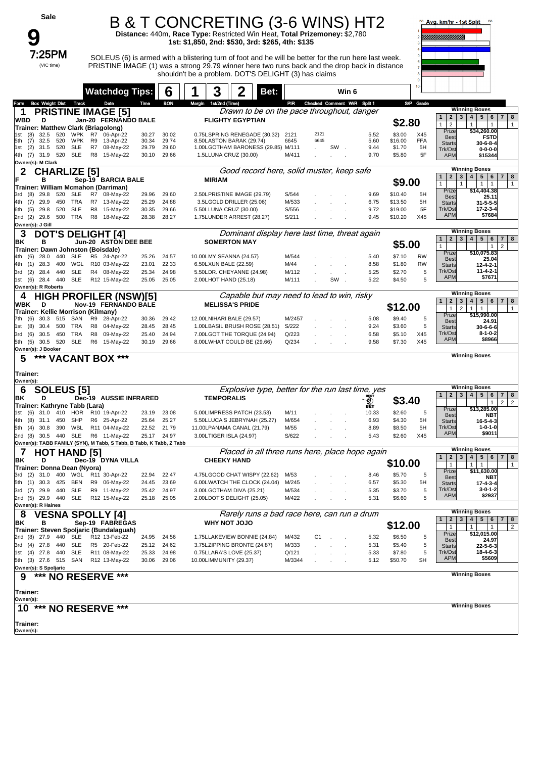Sale

# 9

**7:25PM** (VIC time)

# B & T CONCRETING (3-6 WINS) HT2

**Distance:** 440m, **Race Type:** Restricted Win Heat, **Total Prizemoney:** $2,780
**1st: $1,850, 2nd: $530, 3rd: $265, 4th: $135**

SOLEUS (6) is armed with a blistering turn of foot and he will be better for the run here last week. PRISTINE IMAGE (1) was a strong 29.79 winner here two runs back and the drop back in distance shouldn't be a problem. DOT'S DELIGHT (3) has claims

Avg. km/hr - 1st Split 58 68

**Watchdog Tips:** 6 | 1 | 3 | 2 | **Bet:** Win 6

---

## 1 PRISTINE IMAGE [5]
*Drawn to be on the pace throughout, danger*

WBD D Jan-20 FERNANDO BALE — FLIGHTY EGYPTIAN — **$2.80**
Trainer: Matthew Clark (Briagolong)

| Form | Box | Weight | Dist | Track | Race | Date | Time | BON | Margin | 1st/2nd (Time) | PIR | Checked | Comment | W/R | Split 1 | S/P | Grade |
|---|---|---|---|---|---|---|---|---|---|---|---|---|---|---|---|---|---|
| 1st | (8) | 32.5 | 520 | WPK | R7 | 06-Apr-22 | 30.27 | 30.02 | 0.75L | SPRING RENEGADE (30.32) | 2121 | 2121 | | | 5.52 | $3.00 | X45 |
| 5th | (7) | 32.5 | 520 | WPK | R9 | 13-Apr-22 | 30.34 | 29.74 | 8.50L | ASTON BARAK (29.74) | 6645 | 6645 | | | 5.60 | $16.00 | FFA |
| 1st | (2) | 31.5 | 520 | SLE | R7 | 08-May-22 | 29.79 | 29.60 | 1.00L | GOTHAM BARONESS (29.85) | M/111 | | SW | | 9.44 | $1.70 | 5H |
| 4th | (7) | 31.9 | 520 | SLE | R8 | 15-May-22 | 30.10 | 29.66 | 1.5L | LUNA CRUZ (30.00) | M/411 | | | | 9.70 | $5.80 | 5F |

Owner(s): M Clark

Winning Boxes: 1: 1, 2: 2, 4: 1, 6: 1, 8: 1
Prize $34,260.00 | Best FSTD | Starts 30-6-8-4 | Trk/Dst 0-0-0-0 | APM $15344

## 2 CHARLIZE [5]
*Good record here, solid muster, keep safe*

F B Sep-19 BARCIA BALE — MIRIAM — **$9.00**
Trainer: William Mcmahon (Darriman)

| Form | Box | Weight | Dist | Track | Race | Date | Time | BON | Margin | 1st/2nd (Time) | PIR | Checked | Comment | W/R | Split 1 | S/P | Grade |
|---|---|---|---|---|---|---|---|---|---|---|---|---|---|---|---|---|---|
| 3rd | (8) | 29.8 | 520 | SLE | R7 | 08-May-22 | 29.96 | 29.60 | 2.50L | PRISTINE IMAGE (29.79) | S/544 | | | | 9.69 | $10.40 | 5H |
| 4th | (7) | 29.9 | 450 | TRA | R7 | 13-May-22 | 25.29 | 24.88 | 3.5L | GOLD DRILLER (25.06) | M/533 | | | | 6.75 | $13.50 | 5H |
| 6th | (5) | 29.8 | 520 | SLE | R8 | 15-May-22 | 30.35 | 29.66 | 5.50L | LUNA CRUZ (30.00) | S/556 | | | | 9.72 | $19.00 | 5F |
| 2nd | (2) | 29.6 | 500 | TRA | R8 | 18-May-22 | 28.38 | 28.27 | 1.75L | UNDER ARREST (28.27) | S/211 | | | | 9.45 | $10.20 | X45 |

Owner(s): J Gill

Winning Boxes: 1: 1, 3: 1, 5: 1, 6: 1, 8: 1
Prize $14,404.38 | Best 25.11 | Starts 31-5-5-5 | Trk/Dst 17-2-3-4 | APM $7684

## 3 DOT'S DELIGHT [4]
*Dominant display here last time, threat again*

BK B Jun-20 ASTON DEE BEE — SOMERTON MAY — **$5.00**
Trainer: Dawn Johnston (Boisdale)

| Form | Box | Weight | Dist | Track | Race | Date | Time | BON | Margin | 1st/2nd (Time) | PIR | Checked | Comment | W/R | Split 1 | S/P | Grade |
|---|---|---|---|---|---|---|---|---|---|---|---|---|---|---|---|---|---|
| 4th | (6) | 28.0 | 440 | SLE | R5 | 24-Apr-22 | 25.26 | 24.57 | 10.00L | MY SEANNA (24.57) | M/544 | | | | 5.40 | $7.10 | RW |
| 4th | (1) | 28.3 | 400 | WGL | R10 | 03-May-22 | 23.01 | 22.33 | 6.50L | XUN BALE (22.59) | M/44 | | | | 8.58 | $1.80 | RW |
| 3rd | (2) | 28.4 | 440 | SLE | R4 | 08-May-22 | 25.34 | 24.98 | 5.50L | DR. CHEYANNE (24.98) | M/112 | | | | 5.25 | $2.70 | 5 |
| 1st | (6) | 28.4 | 440 | SLE | R12 | 15-May-22 | 25.05 | 25.05 | 2.00L | HOT HAND (25.18) | M/111 | | SW | | 5.22 | $4.50 | 5 |

Owner(s): R Roberts

Winning Boxes: 1: 1, 6: 1, 7: 2
Prize $10,075.83 | Best 25.04 | Starts 12-4-2-1 | Trk/Dst 11-4-2-1 | APM $7671

## 4 HIGH PROFILER (NSW)[5]
*Capable but may need to lead to win, risky*

WBK D Nov-19 FERNANDO BALE — MELISSA'S PRIDE — **$12.00**
Trainer: Kellie Morrison (Kilmany)

| Form | Box | Weight | Dist | Track | Race | Date | Time | BON | Margin | 1st/2nd (Time) | PIR | Checked | Comment | W/R | Split 1 | S/P | Grade |
|---|---|---|---|---|---|---|---|---|---|---|---|---|---|---|---|---|---|
| 7th | (6) | 30.3 | 515 | SAN | R9 | 28-Apr-22 | 30.36 | 29.42 | 12.00L | NIHARI BALE (29.57) | M/2457 | | | | 5.08 | $9.40 | 5 |
| 1st | (8) | 30.4 | 500 | TRA | R8 | 04-May-22 | 28.45 | 28.45 | 1.00L | BASIL BRUSH ROSE (28.51) | S/222 | | | | 9.24 | $3.60 | 5 |
| 3rd | (6) | 30.5 | 450 | TRA | R8 | 09-May-22 | 25.40 | 24.94 | 7.00L | GOT THE TORQUE (24.94) | Q/223 | | | | 6.58 | $5.10 | X45 |
| 5th | (5) | 30.5 | 520 | SLE | R6 | 15-May-22 | 30.19 | 29.66 | 8.00L | WHAT COULD BE (29.66) | Q/234 | | | | 9.58 | $7.30 | X45 |

Owner(s): J Booker

Winning Boxes: 2: 1, 3: 2, 4: 1, 5: 1, 8: 1
Prize $15,990.00 | Best 24.91 | Starts 30-6-6-6 | Trk/Dst 8-1-0-2 | APM $8966

## 5 *** VACANT BOX ***

Trainer:
Owner(s):

## 6 SOLEUS [5]
*Explosive type, better for the run last time, yes*

BK D Dec-19 AUSSIE INFRARED — TEMPORALIS — **$3.40** (BEST BET)
Trainer: Kathryne Tabb (Lara)

| Form | Box | Weight | Dist | Track | Race | Date | Time | BON | Margin | 1st/2nd (Time) | PIR | Checked | Comment | W/R | Split 1 | S/P | Grade |
|---|---|---|---|---|---|---|---|---|---|---|---|---|---|---|---|---|---|
| 1st | (6) | 31.0 | 410 | HOR | R10 | 19-Apr-22 | 23.19 | 23.08 | 5.00L | IMPRESS PATCH (23.53) | M/11 | | | | 10.33 | $2.60 | 5 |
| 4th | (8) | 31.1 | 450 | SHP | R6 | 25-Apr-22 | 25.64 | 25.27 | 5.50L | LUCA'S JEBRYNAH (25.27) | M/654 | | | | 6.93 | $4.30 | 5H |
| 5th | (4) | 30.8 | 390 | WBL | R11 | 04-May-22 | 22.52 | 21.79 | 11.00L | PANAMA CANAL (21.79) | M/55 | | | | 8.89 | $8.50 | 5H |
| 2nd | (8) | 30.5 | 440 | SLE | R6 | 11-May-22 | 25.17 | 24.97 | 3.00L | TIGER ISLA (24.97) | S/622 | | | | 5.43 | $2.60 | X45 |

Owner(s): TABB FAMILY (SYN), M Tabb, S Tabb, B Tabb, K Tabb, Z Tabb

Winning Boxes: 6: 1, 7: 2, 8: 2
Prize $13,285.00 | Best NBT | Starts 16-5-4-3 | Trk/Dst 1-0-1-0 | APM $9011

## 7 HOT HAND [5]
*Placed in all three runs here, place hope again*

BK D Dec-19 DYNA VILLA — CHEEKY HAND — **$10.00**
Trainer: Donna Dean (Nyora)

| Form | Box | Weight | Dist | Track | Race | Date | Time | BON | Margin | 1st/2nd (Time) | PIR | Checked | Comment | W/R | Split 1 | S/P | Grade |
|---|---|---|---|---|---|---|---|---|---|---|---|---|---|---|---|---|---|
| 3rd | (2) | 31.0 | 400 | WGL | R11 | 30-Apr-22 | 22.94 | 22.47 | 4.75L | GOOD CHAT WISPY (22.62) | M/53 | | | | 8.46 | $5.70 | 5 |
| 5th | (1) | 30.3 | 425 | BEN | R9 | 06-May-22 | 24.45 | 23.69 | 6.00L | WATCH THE CLOCK (24.04) | M/245 | | | | 6.57 | $5.30 | 5H |
| 3rd | (7) | 29.9 | 440 | SLE | R9 | 11-May-22 | 25.42 | 24.97 | 3.00L | GOTHAM DIVA (25.21) | M/534 | | | | 5.35 | $3.70 | 5 |
| 2nd | (5) | 29.9 | 440 | SLE | R12 | 15-May-22 | 25.18 | 25.05 | 2.00L | DOT'S DELIGHT (25.05) | M/422 | | | | 5.31 | $6.60 | 5 |

Owner(s): R Haines

Winning Boxes: 2: 1, 4: 1, 5: 1, 8: 1
Prize $11,630.00 | Best NBT | Starts 17-4-3-4 | Trk/Dst 3-0-1-2 | APM $2937

## 8 VESNA SPOLLY [4]
*Rarely runs a bad race here, can run a drum*

BK B Sep-19 FABREGAS — WHY NOT JOJO — **$12.00**
Trainer: Steven Spoljaric (Bundalaguah)

| Form | Box | Weight | Dist | Track | Race | Date | Time | BON | Margin | 1st/2nd (Time) | PIR | Checked | Comment | W/R | Split 1 | S/P | Grade |
|---|---|---|---|---|---|---|---|---|---|---|---|---|---|---|---|---|---|
| 2nd | (8) | 27.9 | 440 | SLE | R12 | 13-Feb-22 | 24.95 | 24.56 | 1.75L | LAKEVIEW BONNIE (24.84) | M/432 | C1 | | | 5.32 | $6.50 | 5 |
| 3rd | (4) | 27.8 | 440 | SLE | R5 | 20-Feb-22 | 25.12 | 24.62 | 3.75L | ZIPPING BRONTE (24.87) | M/333 | | | | 5.31 | $5.40 | 5 |
| 1st | (4) | 27.8 | 440 | SLE | R11 | 08-May-22 | 25.33 | 24.98 | 0.75L | LARA'S LOVE (25.37) | Q/121 | | | | 5.33 | $7.80 | 5 |
| 5th | (3) | 27.6 | 515 | SAN | R12 | 13-May-22 | 30.06 | 29.06 | 10.00L | IMMUNITY (29.37) | M/3344 | | | | 5.12 | $50.70 | SH |

Owner(s): S Spoljaric

Winning Boxes: 2: 1, 4: 1, 6: 1, 8: 2
Prize $12,015.00 | Best 24.97 | Starts 22-5-6-3 | Trk/Dst 18-4-6-3 | APM $5609

## 9 *** NO RESERVE ***

Trainer:
Owner(s):

## 10 *** NO RESERVE ***

Trainer:
Owner(s):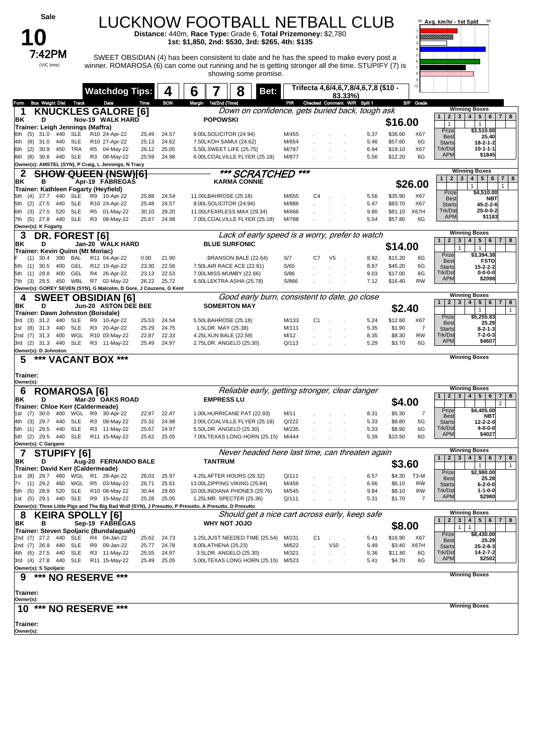# Race 10 — 7:42PM (VIC time) — Sale

## LUCKNOW FOOTBALL NETBALL CLUB

**Distance:** 440m, **Race Type:** Grade 6, **Total Prizemoney:** $2,780
**1st: $1,850, 2nd: $530, 3rd: $265, 4th: $135**

SWEET OBSIDIAN (4) has been consistent to date and he has the speed to make every post a winner. ROMAROSA (6) can come out running and he is getting stronger all the time. STUPIFY (7) is showing some promise.

**Watchdog Tips:** 4 | 6 | 7 | 8 | **Bet:**

Trifecta 4,6/4,6,7,8/4,6,7,8 ($10 - 83.33%)

Avg. km/hr - 1st Split (58–68)

| Form | Box | Weight | Dist | Track | Race | Date | Time | BON | Margin | 1st/2nd (Time) | PIR | Checked | Comment | W/R | Split 1 | S/P | Grade |
|---|---|---|---|---|---|---|---|---|---|---|---|---|---|---|---|---|---|

### 1 KNUCKLES GALORE [6]
*Down on confidence, gets buried back, tough ask*

BK D Nov-19 WALK HARD — POPOWSKI — **$16.00**
Trainer: Leigh Jennings (Maffra)

| Form | Box | Weight | Dist | Track | Race | Date | Time | BON | Margin / 1st/2nd (Time) | PIR | Checked | Split 1 | S/P | Grade |
|---|---|---|---|---|---|---|---|---|---|---|---|---|---|---|
| 6th | (5) | 31.0 | 440 | SLE | R10 | 24-Apr-22 | 25.49 | 24.57 | 8.00 LSOLICITOR (24.94) | M/455 | | 5.37 | $36.60 | X67 |
| 4th | (8) | 31.0 | 440 | SLE | R10 | 27-Apr-22 | 25.13 | 24.62 | 7.50 LKOH SAMUI (24.62) | M/654 | | 5.46 | $57.60 | 6G |
| 6th | (2) | 30.9 | 450 | TRA | R5 | 04-May-22 | 26.12 | 25.05 | 5.50 LSWEET LIFE (25.75) | M/787 | | 6.94 | $19.10 | X67 |
| 6th | (8) | 30.8 | 440 | SLE | R3 | 08-May-22 | 25.59 | 24.98 | 6.00 LCOALVILLE FLYER (25.18) | M/877 | | 5.56 | $12.20 | 6G |

Owner(s): AMSTEL (SYN), P Craig, L Jennings, N Tracy

Winning Boxes: 2: 1, 5: 1 | Prize $3,510.00 | Best 25.40 | Starts 18-2-1-2 | Trk/Dst 10-1-1-1 | APM $1845

### 2 ~~SHOW QUEEN (NSW)[6]~~ *** SCRATCHED ***

BK B Apr-19 FABREGAS — KARMA CONNIE — **$26.00**
Trainer: Kathleen Fogarty (Heyfield)

| Form | Box | Weight | Dist | Track | Race | Date | Time | BON | Margin / 1st/2nd (Time) | PIR | Checked | Split 1 | S/P | Grade |
|---|---|---|---|---|---|---|---|---|---|---|---|---|---|---|
| 5th | (4) | 27.7 | 440 | SLE | R9 | 10-Apr-22 | 25.88 | 24.54 | 11.00 LBAHROSE (25.18) | M/655 | C4 | 5.56 | $35.90 | X67 |
| 5th | (2) | 27.5 | 440 | SLE | R10 | 24-Apr-22 | 25.48 | 24.57 | 8.00 LSOLICITOR (24.94) | M/886 | | 5.47 | $83.70 | X67 |
| 6th | (3) | 27.5 | 520 | SLE | R5 | 01-May-22 | 30.10 | 29.20 | 11.00 LFEARLESS MAX (29.34) | M/666 | | 9.80 | $81.10 | X67H |
| 7th | (5) | 27.8 | 440 | SLE | R3 | 08-May-22 | 25.67 | 24.98 | 7.00 LCOALVILLE FLYER (25.18) | M/788 | | 5.54 | $57.80 | 6G |

Owner(s): K Fogarty

Winning Boxes: 4: 1, 7: 1 | Prize $4,510.00 | Best NBT | Starts 45-2-2-6 | Trk/Dst 25-0-0-2 | APM $1183

### 3 DR. FOREST [6]
*Lack of early speed is a worry, prefer to watch*

BK D Jan-20 WALK HARD — BLUE SURFONIC — **$14.00**
Trainer: Kevin Quinn (Mt Moriac)

| Form | Box | Weight | Dist | Track | Race | Date | Time | BON | Margin / 1st/2nd (Time) | PIR | Checked | Split 1 | S/P | Grade |
|---|---|---|---|---|---|---|---|---|---|---|---|---|---|---|
| F | (1) | 30.4 | 390 | BAL | R11 | 04-Apr-22 | 0.00 | 21.90 | .BRANSON BALE (22.64) | S/7 | C7 V5 | 8.92 | $15.20 | 6G |
| 5th | (1) | 30.5 | 400 | GEL | R12 | 19-Apr-22 | 23.30 | 22.56 | 7.50 LAIR RACE ACE (22.81) | S/65 | | 8.87 | $45.20 | 6G |
| 5th | (1) | 29.8 | 400 | GEL | R4 | 26-Apr-22 | 23.13 | 22.53 | 7.00 LMISS MUMBY (22.66) | S/86 | | 9.03 | $17.00 | 6G |
| 7th | (3) | 29.5 | 450 | WBL | R7 | 02-May-22 | 26.22 | 25.72 | 6.50 LEKTRA ASHA (25.78) | S/866 | | 7.12 | $16.40 | RW |

Owner(s): GOREY SEVEN (SYN), G Malcolm, D Gore, J Couzens, G Kent

Winning Boxes: 3: 1, 5: 1 | Prize $3,394.38 | Best FSTD | Starts 15-2-2-2 | Trk/Dst 0-0-0-0 | APM $2098

### 4 SWEET OBSIDIAN [6]
*Good early burn, consistent to date, go close*

BK D Jun-20 ASTON DEE BEE — SOMERTON MAY — **$2.40**
Trainer: Dawn Johnston (Boisdale)

| Form | Box | Weight | Dist | Track | Race | Date | Time | BON | Margin / 1st/2nd (Time) | PIR | Checked | Split 1 | S/P | Grade |
|---|---|---|---|---|---|---|---|---|---|---|---|---|---|---|
| 3rd | (3) | 31.2 | 440 | SLE | R9 | 10-Apr-22 | 25.53 | 24.54 | 5.50 LBAHROSE (25.18) | M/133 | C1 | 5.24 | $12.60 | X67 |
| 1st | (8) | 31.3 | 440 | SLE | R3 | 20-Apr-22 | 25.29 | 24.75 | 1.5 LDR. MAY (25.38) | M/111 | | 5.35 | $1.90 | 7 |
| 2nd | (7) | 31.3 | 400 | WGL | R10 | 03-May-22 | 22.87 | 22.33 | 4.25 LXUN BALE (22.59) | M/12 | | 8.35 | $8.30 | RW |
| 3rd | (2) | 31.3 | 440 | SLE | R3 | 11-May-22 | 25.49 | 24.97 | 2.75 LDR. ANGELO (25.30) | Q/113 | | 5.29 | $3.70 | 6G |

Owner(s): D Johnston

Winning Boxes: 5: 1, 8: 1 | Prize $5,255.83 | Best 25.29 | Starts 8-2-1-3 | Trk/Dst 7-2-0-3 | APM $4607

### 5 *** VACANT BOX ***

Trainer:
Owner(s):

### 6 ROMAROSA [6]
*Reliable early, getting stronger, clear danger*

BK D Mar-20 OAKS ROAD — EMPRESS LU — **$4.00**
Trainer: Chloe Kerr (Caldermeade)

| Form | Box | Weight | Dist | Track | Race | Date | Time | BON | Margin / 1st/2nd (Time) | PIR | Checked | Split 1 | S/P | Grade |
|---|---|---|---|---|---|---|---|---|---|---|---|---|---|---|
| 1st | (7) | 30.0 | 400 | WGL | R9 | 30-Apr-22 | 22.87 | 22.47 | 1.00 LHURRICANE PAT (22.93) | M/11 | | 8.31 | $5.30 | 7 |
| 4th | (3) | 29.7 | 440 | SLE | R3 | 08-May-22 | 25.32 | 24.98 | 2.00 LCOALVILLE FLYER (25.18) | Q/222 | | 5.33 | $8.80 | 6G |
| 5th | (1) | 29.5 | 440 | SLE | R3 | 11-May-22 | 25.67 | 24.97 | 5.50 LDR. ANGELO (25.30) | M/235 | | 5.33 | $8.90 | 6G |
| 5th | (2) | 29.5 | 440 | SLE | R11 | 15-May-22 | 25.62 | 25.05 | 7.00 LTEXAS LONG HORN (25.15) | M/444 | | 5.39 | $10.50 | 6G |

Owner(s): C Gargano

Winning Boxes: 7: 2 | Prize $4,405.00 | Best NBT | Starts 12-2-2-0 | Trk/Dst 4-0-0-0 | APM $4027

### 7 STUPIFY [6]
*Never headed here last time, can threaten again*

BK D Aug-20 FERNANDO BALE — TANTRUM — **$3.60**
Trainer: David Kerr (Caldermeade)

| Form | Box | Weight | Dist | Track | Race | Date | Time | BON | Margin / 1st/2nd (Time) | PIR | Checked | Split 1 | S/P | Grade |
|---|---|---|---|---|---|---|---|---|---|---|---|---|---|---|
| 1st | (8) | 29.7 | 460 | WGL | R1 | 28-Apr-22 | 26.03 | 25.97 | 4.25 LAFTER HOURS (26.32) | Q/111 | | 6.57 | $4.30 | T3-M |
| 7= | (1) | 29.2 | 460 | WGL | R5 | 03-May-22 | 26.71 | 25.61 | 13.00 LZIPPING VIKING (25.84) | M/456 | | 6.66 | $6.10 | RW |
| 5th | (5) | 28.9 | 520 | SLE | R10 | 08-May-22 | 30.44 | 29.60 | 10.00 LINDIANA PHONES (29.76) | M/545 | | 9.84 | $8.10 | RW |
| 1st | (5) | 29.1 | 440 | SLE | R9 | 15-May-22 | 25.28 | 25.05 | 1.25 LMR. SPECTER (25.36) | Q/111 | | 5.31 | $1.70 | 7 |

Owner(s): Three Little Pigs and The Big Bad Wolf (SYN), J Presutto, P Presutto, A Presutto, D Presutto

Winning Boxes: 5: 1, 8: 1 | Prize $2,980.00 | Best 25.28 | Starts 6-2-0-0 | Trk/Dst 1-1-0-0 | APM $2980

### 8 KEIRA SPOLLY [6]
*Should get a nice cart across early, keep safe*

BK B Sep-19 FABREGAS — WHY NOT JOJO — **$8.00**
Trainer: Steven Spoljaric (Bundalaguah)

| Form | Box | Weight | Dist | Track | Race | Date | Time | BON | Margin / 1st/2nd (Time) | PIR | Checked | Split 1 | S/P | Grade |
|---|---|---|---|---|---|---|---|---|---|---|---|---|---|---|
| 2nd | (7) | 27.2 | 440 | SLE | R4 | 04-Jan-22 | 25.62 | 24.73 | 1.25 LJUST NEEDED TIME (25.54) | M/231 | C1 | 5.41 | $16.90 | X67 |
| 2nd | (7) | 26.9 | 440 | SLE | R9 | 09-Jan-22 | 25.77 | 24.78 | 8.00 LATHENA (25.23) | M/622 | V10 | 5.49 | $3.40 | X67H |
| 4th | (6) | 27.5 | 440 | SLE | R3 | 11-May-22 | 25.55 | 24.97 | 3.5 LDR. ANGELO (25.30) | M/321 | | 5.36 | $11.80 | 6G |
| 3rd | (4) | 27.8 | 440 | SLE | R11 | 15-May-22 | 25.49 | 25.05 | 5.00 LTEXAS LONG HORN (25.15) | M/523 | | 5.41 | $4.70 | 6G |

Owner(s): S Spoljaric

Winning Boxes: 3: 1, 4: 1 | Prize $8,430.00 | Best 25.29 | Starts 25-2-8-3 | Trk/Dst 14-2-7-2 | APM $2502

### 9 *** NO RESERVE ***

Trainer:
Owner(s):

### 10 *** NO RESERVE ***

Trainer:
Owner(s):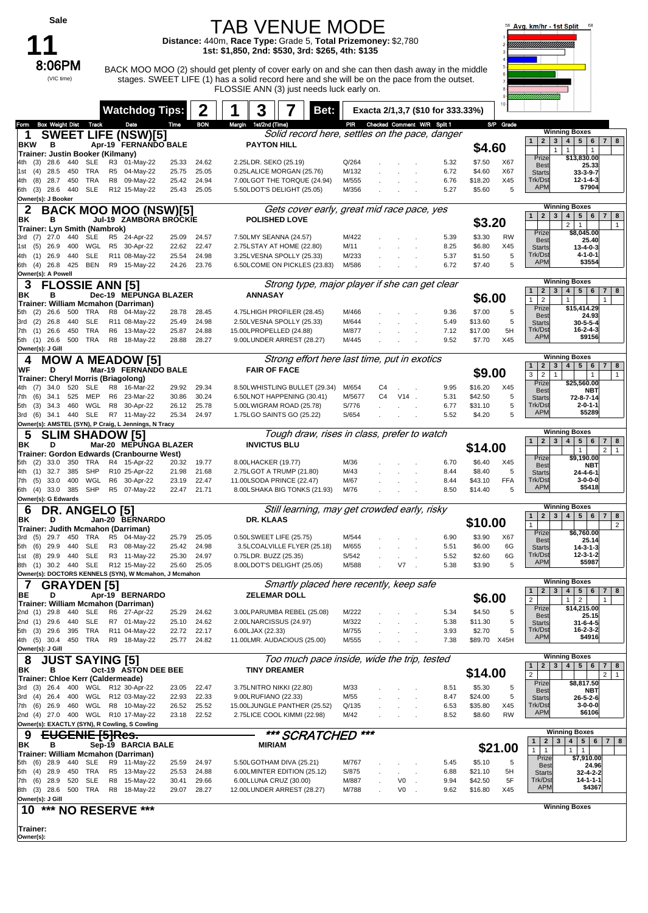**Sale**

# 11

**8:06PM** (VIC time)

# TAB VENUE MODE

**Distance:** 440m, **Race Type:** Grade 5, **Total Prizemoney:** $2,780
**1st:** $1,850, **2nd:** $530, **3rd:** $265, **4th:** $135

BACK MOO MOO (2) should get plenty of cover early on and she can then dash away in the middle stages. SWEET LIFE (1) has a solid record here and she will be on the pace from the outset. FLOSSIE ANN (3) just needs luck early on.

Avg. km/hr - 1st Split

**Watchdog Tips:** 2 | 1 | 3 | 7 **Bet:** Exacta 2/1,3,7 ($10 for 333.33%)

---

## 1 SWEET LIFE (NSW)[5]
*Solid record here, settles on the pace, danger*

BKW B Apr-19 FERNANDO BALE — PAYTON HILL — **$4.60**
Trainer: Justin Booker (Kilmany)

| Form | Box | Weight | Dist | Track | Date | Time | BON | Margin | 1st/2nd (Time) | PIR | Checked | Comment | W/R | Split 1 | S/P | Grade |
|---|---|---|---|---|---|---|---|---|---|---|---|---|---|---|---|---|
| 4th | (3) | 28.6 | 440 | SLE | R3 01-May-22 | 25.33 | 24.62 | 2.25LDR. SEKO (25.19) | Q/264 | | | | | 5.32 | $7.50 | X67 |
| 1st | (4) | 28.5 | 450 | TRA | R5 04-May-22 | 25.75 | 25.05 | 0.25LALICE MORGAN (25.76) | M/132 | | | | | 6.72 | $4.60 | X67 |
| 4th | (8) | 28.7 | 450 | TRA | R8 09-May-22 | 25.42 | 24.94 | 7.00LGOT THE TORQUE (24.94) | M/555 | | | | | 6.76 | $18.20 | X45 |
| 6th | (3) | 28.6 | 440 | SLE | R12 15-May-22 | 25.43 | 25.05 | 5.50LDOT'S DELIGHT (25.05) | M/356 | | | | | 5.27 | $5.60 | 5 |

Owner(s): J Booker

Winning Boxes: 1 2 3 4 5 6 7 8 — 1 1 1
Prize $13,830.00 | Best 25.33 | Starts 33-3-9-7 | Trk/Dst 12-1-4-3 | APM $7904

## 2 BACK MOO MOO (NSW)[5]
*Gets cover early, great mid race pace, yes*

BK B Jul-19 ZAMBORA BROCKIE — POLISHED LOVE — **$3.20**
Trainer: Lyn Smith (Nambrok)

| Form | Box | Weight | Dist | Track | Date | Time | BON | Margin | 1st/2nd (Time) | PIR | Checked | Comment | W/R | Split 1 | S/P | Grade |
|---|---|---|---|---|---|---|---|---|---|---|---|---|---|---|---|---|
| 3rd | (7) | 27.0 | 440 | SLE | R5 24-Apr-22 | 25.09 | 24.57 | 7.50LMY SEANNA (24.57) | M/422 | | | | | 5.39 | $3.30 | RW |
| 1st | (5) | 26.9 | 400 | WGL | R5 30-Apr-22 | 22.62 | 22.47 | 2.75LSTAY AT HOME (22.80) | M/11 | | | | | 8.25 | $6.80 | X45 |
| 4th | (1) | 26.9 | 440 | SLE | R11 08-May-22 | 25.54 | 24.98 | 3.25LVESNA SPOLLY (25.33) | M/233 | | | | | 5.37 | $1.50 | 5 |
| 6th | (4) | 26.8 | 425 | BEN | R9 15-May-22 | 24.26 | 23.76 | 6.50LCOME ON PICKLES (23.83) | M/586 | | | | | 6.72 | $7.40 | 5 |

Owner(s): A Powell

Winning Boxes: 1 2 3 4 5 6 7 8 — 2 1 1
Prize $8,045.00 | Best 25.40 | Starts 13-4-0-3 | Trk/Dst 4-1-0-1 | APM $3554

## 3 FLOSSIE ANN [5]
*Strong type, major player if she can get clear*

BK B Dec-19 MEPUNGA BLAZER — ANNASAY — **$6.00**
Trainer: William Mcmahon (Darriman)

| Form | Box | Weight | Dist | Track | Date | Time | BON | Margin | 1st/2nd (Time) | PIR | Checked | Comment | W/R | Split 1 | S/P | Grade |
|---|---|---|---|---|---|---|---|---|---|---|---|---|---|---|---|---|
| 5th | (2) | 26.6 | 500 | TRA | R8 04-May-22 | 28.78 | 28.45 | 4.75LHIGH PROFILER (28.45) | M/466 | | | | | 9.36 | $7.00 | 5 |
| 3rd | (2) | 26.8 | 440 | SLE | R11 08-May-22 | 25.49 | 24.98 | 2.50LVESNA SPOLLY (25.33) | M/644 | | | | | 5.49 | $13.60 | 5 |
| 7th | (1) | 26.6 | 450 | TRA | R6 13-May-22 | 25.87 | 24.88 | 15.00LPROPELLED (24.88) | M/877 | | | | | 7.12 | $17.00 | 5H |
| 5th | (1) | 26.6 | 500 | TRA | R8 18-May-22 | 28.88 | 28.27 | 9.00LUNDER ARREST (28.27) | M/445 | | | | | 9.52 | $7.70 | X45 |

Owner(s): J Gill

Winning Boxes: 1 2 3 4 5 6 7 8 — 1 2 1 1
Prize $15,414.29 | Best 24.93 | Starts 30-5-5-4 | Trk/Dst 16-2-4-3 | APM $9156

## 4 MOW A MEADOW [5]
*Strong effort here last time, put in exotics*

WF D Mar-19 FERNANDO BALE — FAIR OF FACE — **$9.00**
Trainer: Cheryl Morris (Briagolong)

| Form | Box | Weight | Dist | Track | Date | Time | BON | Margin | 1st/2nd (Time) | PIR | Checked | Comment | W/R | Split 1 | S/P | Grade |
|---|---|---|---|---|---|---|---|---|---|---|---|---|---|---|---|---|
| 4th | (7) | 34.0 | 520 | SLE | R8 16-Mar-22 | 29.92 | 29.34 | 8.50LWHISTLING BULLET (29.34) | M/654 | C4 | | | | 9.95 | $16.20 | X45 |
| 7th | (6) | 34.1 | 525 | MEP | R6 23-Mar-22 | 30.86 | 30.24 | 6.50LNOT HAPPENING (30.41) | M/5677 | C4 | V14 | | | 5.31 | $42.50 | 5 |
| 5th | (3) | 34.3 | 460 | WGL | R8 30-Apr-22 | 26.12 | 25.78 | 5.00LWIGRAM ROAD (25.78) | S/776 | | | | | 6.77 | $31.10 | 5 |
| 3rd | (6) | 34.1 | 440 | SLE | R7 11-May-22 | 25.34 | 24.97 | 1.75LGO SAINTS GO (25.22) | S/654 | | | | | 5.52 | $4.20 | 5 |

Owner(s): AMSTEL (SYN), P Craig, L Jennings, N Tracy

Winning Boxes: 1 2 3 4 5 6 7 8 — 3 2 1 1 1
Prize $25,560.00 | Best NBT | Starts 72-8-7-14 | Trk/Dst 2-0-1-1 | APM $5289

## 5 SLIM SHADOW [5]
*Tough draw, rises in class, prefer to watch*

BK D Mar-20 MEPUNGA BLAZER — INVICTUS BLU — **$14.00**
Trainer: Gordon Edwards (Cranbourne West)

| Form | Box | Weight | Dist | Track | Date | Time | BON | Margin | 1st/2nd (Time) | PIR | Checked | Comment | W/R | Split 1 | S/P | Grade |
|---|---|---|---|---|---|---|---|---|---|---|---|---|---|---|---|---|
| 5th | (2) | 33.0 | 350 | TRA | R4 15-Apr-22 | 20.32 | 19.77 | 8.00LHACKER (19.77) | M/36 | | | | | 6.70 | $6.40 | X45 |
| 4th | (1) | 32.7 | 385 | SHP | R10 25-Apr-22 | 21.98 | 21.68 | 2.75LGOT A TRUMP (21.80) | M/43 | | | | | 8.44 | $8.40 | 5 |
| 7th | (5) | 33.0 | 400 | WGL | R6 30-Apr-22 | 23.19 | 22.47 | 11.00LSODA PRINCE (22.47) | M/67 | | | | | 8.44 | $43.10 | FFA |
| 6th | (4) | 33.0 | 385 | SHP | R5 07-May-22 | 22.47 | 21.71 | 8.00LSHAKA BIG TONKS (21.93) | M/76 | | | | | 8.50 | $14.40 | 5 |

Owner(s): G Edwards

Winning Boxes: 1 2 3 4 5 6 7 8 — 1 2 1
Prize $9,190.00 | Best NBT | Starts 24-4-6-1 | Trk/Dst 3-0-0-0 | APM $5418

## 6 DR. ANGELO [5]
*Still learning, may get crowded early, risky*

BK D Jan-20 BERNARDO — DR. KLAAS — **$10.00**
Trainer: Judith Mcmahon (Darriman)

| Form | Box | Weight | Dist | Track | Date | Time | BON | Margin | 1st/2nd (Time) | PIR | Checked | Comment | W/R | Split 1 | S/P | Grade |
|---|---|---|---|---|---|---|---|---|---|---|---|---|---|---|---|---|
| 3rd | (5) | 29.7 | 450 | TRA | R5 04-May-22 | 25.79 | 25.05 | 0.50LSWEET LIFE (25.75) | M/544 | | | | | 6.90 | $3.90 | X67 |
| 5th | (6) | 29.9 | 440 | SLE | R3 08-May-22 | 25.42 | 24.98 | 3.5LCOALVILLE FLYER (25.18) | M/655 | | | | | 5.51 | $6.00 | 6G |
| 1st | (8) | 29.9 | 440 | SLE | R3 11-May-22 | 25.30 | 24.97 | 0.75LDR. BUZZ (25.35) | S/542 | | | | | 5.52 | $2.60 | 6G |
| 8th | (1) | 30.2 | 440 | SLE | R12 15-May-22 | 25.60 | 25.05 | 8.00LDOT'S DELIGHT (25.05) | M/588 | | V7 | | | 5.38 | $3.90 | 5 |

Owner(s): DOCTORS KENNELS (SYN), W Mcmahon, J Mcmahon

Winning Boxes: 1 2 3 4 5 6 7 8 — 1 2
Prize $6,760.00 | Best 25.14 | Starts 14-3-1-3 | Trk/Dst 12-3-1-2 | APM $5987

## 7 GRAYDEN [5]
*Smartly placed here recently, keep safe*

BE D Apr-19 BERNARDO — ZELEMAR DOLL — **$6.00**
Trainer: William Mcmahon (Darriman)

| Form | Box | Weight | Dist | Track | Date | Time | BON | Margin | 1st/2nd (Time) | PIR | Checked | Comment | W/R | Split 1 | S/P | Grade |
|---|---|---|---|---|---|---|---|---|---|---|---|---|---|---|---|---|
| 2nd | (1) | 29.8 | 440 | SLE | R6 27-Apr-22 | 25.29 | 24.62 | 3.00LPARUMBA REBEL (25.08) | M/222 | | | | | 5.34 | $4.50 | 5 |
| 2nd | (1) | 29.6 | 440 | SLE | R7 01-May-22 | 25.10 | 24.62 | 2.00LNARCISSUS (24.97) | M/322 | | | | | 5.38 | $11.30 | 5 |
| 5th | (3) | 29.6 | 395 | TRA | R11 04-May-22 | 22.72 | 22.17 | 6.00LJAX (22.33) | M/755 | | | | | 3.93 | $2.70 | 5 |
| 4th | (5) | 30.4 | 450 | TRA | R9 18-May-22 | 25.77 | 24.82 | 11.00LMR. AUDACIOUS (25.00) | M/555 | | | | | 7.38 | $89.70 | X45H |

Owner(s): J Gill

Winning Boxes: 1 2 3 4 5 6 7 8 — 2 1 2 1
Prize $14,215.00 | Best 25.15 | Starts 31-6-4-5 | Trk/Dst 16-2-3-2 | APM $4916

## 8 JUST SAYING [5]
*Too much pace inside, wide the trip, tested*

BK B Oct-19 ASTON DEE BEE — TINY DREAMER — **$14.00**
Trainer: Chloe Kerr (Caldermeade)

| Form | Box | Weight | Dist | Track | Date | Time | BON | Margin | 1st/2nd (Time) | PIR | Checked | Comment | W/R | Split 1 | S/P | Grade |
|---|---|---|---|---|---|---|---|---|---|---|---|---|---|---|---|---|
| 3rd | (3) | 26.4 | 400 | WGL | R12 30-Apr-22 | 23.05 | 22.47 | 3.75LNITRO NIKKI (22.80) | M/33 | | | | | 8.51 | $5.30 | 5 |
| 3rd | (4) | 26.4 | 400 | WGL | R12 03-May-22 | 22.93 | 22.33 | 9.00LRUFIANO (22.33) | M/55 | | | | | 8.47 | $24.00 | 5 |
| 7th | (6) | 26.9 | 460 | WGL | R8 10-May-22 | 26.52 | 25.52 | 15.00LJUNGLE PANTHER (25.52) | Q/135 | | | | | 6.53 | $35.80 | X45 |
| 2nd | (4) | 27.0 | 400 | WGL | R10 17-May-22 | 23.18 | 22.52 | 2.75LICE COOL KIMMI (22.98) | M/42 | | | | | 8.52 | $8.60 | RW |

Owner(s): EXACTLY (SYN), R Cowling, S Cowling

Winning Boxes: 1 2 3 4 5 6 7 8 — 2 2 1
Prize $8,817.50 | Best NBT | Starts 26-5-2-6 | Trk/Dst 3-0-0-0 | APM $6106

## 9 ~~EUGENIE [5]Res.~~
*** SCRATCHED ***

BK B Sep-19 BARCIA BALE — MIRIAM — **$21.00**
Trainer: William Mcmahon (Darriman)

| Form | Box | Weight | Dist | Track | Date | Time | BON | Margin | 1st/2nd (Time) | PIR | Checked | Comment | W/R | Split 1 | S/P | Grade |
|---|---|---|---|---|---|---|---|---|---|---|---|---|---|---|---|---|
| 5th | (6) | 28.9 | 440 | SLE | R9 11-May-22 | 25.59 | 24.97 | 5.50LGOTHAM DIVA (25.21) | M/767 | | | | | 5.45 | $5.10 | 5 |
| 5th | (4) | 28.9 | 450 | TRA | R5 13-May-22 | 25.53 | 24.88 | 6.00LMINTER EDITION (25.12) | S/875 | | | | | 6.88 | $21.10 | 5H |
| 7th | (6) | 28.9 | 520 | SLE | R8 15-May-22 | 30.41 | 29.66 | 6.00LLUNA CRUZ (30.00) | M/887 | | V0 | | | 9.94 | $42.50 | 5F |
| 8th | (3) | 28.6 | 500 | TRA | R8 18-May-22 | 29.07 | 28.27 | 12.00LUNDER ARREST (28.27) | M/788 | | V0 | | | 9.62 | $16.80 | X45 |

Owner(s): J Gill

Winning Boxes: 1 2 3 4 5 6 7 8 — 1 1 1 1
Prize $7,910.00 | Best 24.96 | Starts 32-4-2-2 | Trk/Dst 14-1-1-1 | APM $4367

## 10 *** NO RESERVE ***

Winning Boxes

Trainer:
Owner(s):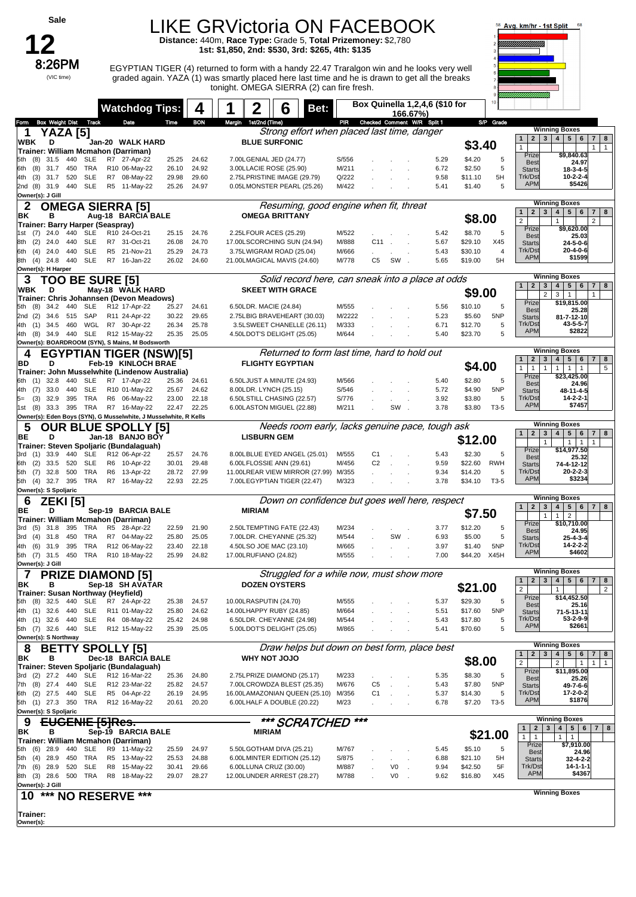**Sale**

# 12

**8:26PM**

(VIC time)

# LIKE GRVictoria ON FACEBOOK

**Distance:** 440m, **Race Type:** Grade 5, **Total Prizemoney:** $2,780

**1st: $1,850, 2nd: $530, 3rd: $265, 4th: $135**

EGYPTIAN TIGER (4) returned to form with a handy 22.47 Traralgon win and he looks very well graded again. YAZA (1) was smartly placed here last time and he is drawn to get all the breaks tonight. OMEGA SIERRA (2) can fire fresh.

Avg. km/hr - 1st Split 58 68

**Watchdog Tips:** 4 | 1 | 2 | 6 | **Bet:** Box Quinella 1,2,4,6 ($10 for 166.67%)

---

## 1 YAZA [5]

WBK D Jan-20 WALK HARD — BLUE SURFONIC

*Strong effort when placed last time, danger*

**$3.40**

Trainer: William Mcmahon (Darriman)

| Form | Box | Weight | Dist | Track | Date | Time | BON | Margin 1st/2nd (Time) | PIR | Checked Comment W/R | Split 1 | S/P | Grade |
|---|---|---|---|---|---|---|---|---|---|---|---|---|---|
| 5th | (8) | 31.5 | 440 | SLE | R7 27-Apr-22 | 25.25 | 24.62 | 7.00LGENIAL JED (24.77) | S/556 | | 5.29 | $4.20 | 5 |
| 6th | (8) | 31.7 | 450 | TRA | R10 06-May-22 | 26.10 | 24.92 | 3.00LLACIE ROSE (25.90) | M/211 | | 6.72 | $2.50 | 5 |
| 4th | (3) | 31.7 | 520 | SLE | R7 08-May-22 | 29.98 | 29.60 | 2.75LPRISTINE IMAGE (29.79) | Q/222 | | 9.58 | $11.10 | 5H |
| 2nd | (8) | 31.9 | 440 | SLE | R5 11-May-22 | 25.26 | 24.97 | 0.05LMONSTER PEARL (25.26) | M/422 | | 5.41 | $1.40 | 5 |

Owner(s): J Gill

Winning Boxes: 1: 1, 7: 1, 8: 1 — Prize $9,840.63, Best 24.97, Starts 18-3-4-5, Trk/Dst 10-2-2-4, APM $5426

## 2 OMEGA SIERRA [5]

BK B Aug-18 BARCIA BALE — OMEGA BRITTANY

*Resuming, good engine when fit, threat*

**$8.00**

Trainer: Barry Harper (Seaspray)

| Form | Box | Weight | Dist | Track | Date | Time | BON | Margin 1st/2nd (Time) | PIR | Checked Comment W/R | Split 1 | S/P | Grade |
|---|---|---|---|---|---|---|---|---|---|---|---|---|---|
| 1st | (7) | 24.0 | 440 | SLE | R10 24-Oct-21 | 25.15 | 24.76 | 2.25LFOUR ACES (25.29) | M/522 | | 5.42 | $8.70 | 5 |
| 8th | (2) | 24.0 | 440 | SLE | R7 31-Oct-21 | 26.08 | 24.70 | 17.00LSCORCHING SUN (24.94) | M/888 | C11 | 5.67 | $29.10 | X45 |
| 6th | (4) | 24.0 | 440 | SLE | R5 21-Nov-21 | 25.29 | 24.73 | 3.75LWIGRAM ROAD (25.04) | M/666 | | 5.43 | $30.10 | 4 |
| 8th | (4) | 24.8 | 440 | SLE | R7 16-Jan-22 | 26.02 | 24.60 | 21.00LMAGICAL MAVIS (24.60) | M/778 | C5 SW | 5.65 | $19.00 | 5H |

Owner(s): H Harper

Winning Boxes: 1: 2, 4: 1, 7: 2 — Prize $9,620.00, Best 25.03, Starts 24-5-0-6, Trk/Dst 20-4-0-6, APM $1599

## 3 TOO BE SURE [5]

WBK D May-18 WALK HARD — SKEET WITH GRACE

*Solid record here, can sneak into a place at odds*

**$9.00**

Trainer: Chris Johannsen (Devon Meadows)

| Form | Box | Weight | Dist | Track | Date | Time | BON | Margin 1st/2nd (Time) | PIR | Checked Comment W/R | Split 1 | S/P | Grade |
|---|---|---|---|---|---|---|---|---|---|---|---|---|---|
| 5th | (8) | 34.2 | 440 | SLE | R12 17-Apr-22 | 25.27 | 24.61 | 6.50LDR. MACIE (24.84) | M/555 | | 5.56 | $10.10 | 5 |
| 2nd | (2) | 34.6 | 515 | SAP | R11 24-Apr-22 | 30.22 | 29.65 | 2.75LBIG BRAVEHEART (30.03) | M/2222 | | 5.23 | $5.60 | 5NP |
| 4th | (1) | 34.5 | 460 | WGL | R7 30-Apr-22 | 26.34 | 25.78 | 3.5LSWEET CHANELLE (26.11) | M/333 | | 6.71 | $12.70 | 5 |
| 4th | (8) | 34.9 | 440 | SLE | R12 15-May-22 | 25.35 | 25.05 | 4.50LDOT'S DELIGHT (25.05) | M/644 | | 5.40 | $23.70 | 5 |

Owner(s): BOARDROOM (SYN), S Mains, M Bodsworth

Winning Boxes: 3: 2, 4: 3, 5: 1, 7: 1 — Prize $19,815.00, Best 25.28, Starts 81-7-12-10, Trk/Dst 43-5-5-7, APM $2822

## 4 EGYPTIAN TIGER (NSW)[5]

BD D Feb-19 KINLOCH BRAE — FLIGHTY EGYPTIAN

*Returned to form last time, hard to hold out*

**$4.00**

Trainer: John Musselwhite (Lindenow Australia)

| Form | Box | Weight | Dist | Track | Date | Time | BON | Margin 1st/2nd (Time) | PIR | Checked Comment W/R | Split 1 | S/P | Grade |
|---|---|---|---|---|---|---|---|---|---|---|---|---|---|
| 6th | (1) | 32.8 | 440 | SLE | R7 17-Apr-22 | 25.36 | 24.61 | 6.50LJUST A MINUTE (24.93) | M/566 | | 5.40 | $2.80 | 5 |
| 4th | (7) | 33.0 | 440 | SLE | R10 01-May-22 | 25.67 | 24.62 | 8.00LDR. LYNCH (25.15) | S/546 | | 5.72 | $4.90 | 5NP |
| 5= | (3) | 32.9 | 395 | TRA | R6 06-May-22 | 23.00 | 22.18 | 6.50LSTILL CHASING (22.57) | S/776 | | 3.92 | $3.80 | 5 |
| 1st | (8) | 33.3 | 395 | TRA | R7 16-May-22 | 22.47 | 22.25 | 6.00LASTON MIGUEL (22.88) | M/211 | SW | 3.78 | $3.80 | T3-5 |

Owner(s): Eden Boys (SYN), G Musselwhite, J Musselwhite, R Kells

Winning Boxes: 1: 1, 2: 1, 3: 1, 4: 1, 5: 1, 6: 1, 8: 5 — Prize $23,425.00, Best 24.96, Starts 48-11-4-5, Trk/Dst 14-2-2-1, APM $7457

## 5 OUR BLUE SPOLLY [5]

BE D Jan-18 BANJO BOY — LISBURN GEM

*Needs room early, lacks genuine pace, tough ask*

**$12.00**

Trainer: Steven Spoljaric (Bundalaguah)

| Form | Box | Weight | Dist | Track | Date | Time | BON | Margin 1st/2nd (Time) | PIR | Checked Comment W/R | Split 1 | S/P | Grade |
|---|---|---|---|---|---|---|---|---|---|---|---|---|---|
| 3rd | (1) | 33.9 | 440 | SLE | R12 06-Apr-22 | 25.57 | 24.76 | 8.00LBLUE EYED ANGEL (25.01) | M/555 | C1 | 5.43 | $2.30 | 5 |
| 6th | (2) | 33.5 | 520 | SLE | R6 10-Apr-22 | 30.01 | 29.48 | 6.00LFLOSSIE ANN (29.61) | M/456 | C2 | 9.59 | $22.60 | RWH |
| 5th | (7) | 32.8 | 500 | TRA | R6 13-Apr-22 | 28.72 | 27.99 | 11.00LREAR VIEW MIRROR (27.99) | M/355 | | 9.34 | $14.20 | 5 |
| 5th | (4) | 32.7 | 395 | TRA | R7 16-May-22 | 22.93 | 22.25 | 7.00LEGYPTIAN TIGER (22.47) | M/323 | | 3.78 | $34.10 | T3-5 |

Owner(s): S Spoljaric

Winning Boxes: 3: 1, 5: 1, 6: 1, 8: 1 — Prize $14,977.50, Best 25.32, Starts 74-4-12-12, Trk/Dst 20-2-2-3, APM $3234

## 6 ZEKI [5]

BE D Sep-19 BARCIA BALE — MIRIAM

*Down on confidence but goes well here, respect*

**$7.50**

Trainer: William Mcmahon (Darriman)

| Form | Box | Weight | Dist | Track | Date | Time | BON | Margin 1st/2nd (Time) | PIR | Checked Comment W/R | Split 1 | S/P | Grade |
|---|---|---|---|---|---|---|---|---|---|---|---|---|---|
| 3rd | (5) | 31.8 | 395 | TRA | R5 28-Apr-22 | 22.59 | 21.90 | 2.50LTEMPTING FATE (22.43) | M/234 | | 3.77 | $12.20 | 5 |
| 3rd | (4) | 31.8 | 450 | TRA | R7 04-May-22 | 25.80 | 25.05 | 7.00LDR. CHEYANNE (25.32) | M/544 | SW | 6.93 | $5.00 | 5 |
| 4th | (6) | 31.9 | 395 | TRA | R12 06-May-22 | 23.40 | 22.18 | 4.50LSO JOE MAC (23.10) | M/665 | | 3.97 | $1.40 | 5NP |
| 5th | (7) | 31.5 | 450 | TRA | R10 18-May-22 | 25.99 | 24.82 | 17.00LRUFIANO (24.82) | M/555 | | 7.00 | $44.20 | X45H |

Owner(s): J Gill

Winning Boxes: 3: 1, 4: 1, 5: 2 — Prize $10,710.00, Best 24.95, Starts 25-4-3-4, Trk/Dst 14-2-2-2, APM $4602

## 7 PRIZE DIAMOND [5]

BK B Sep-18 SH AVATAR — DOZEN OYSTERS

*Struggled for a while now, must show more*

**$21.00**

Trainer: Susan Northway (Heyfield)

| Form | Box | Weight | Dist | Track | Date | Time | BON | Margin 1st/2nd (Time) | PIR | Checked Comment W/R | Split 1 | S/P | Grade |
|---|---|---|---|---|---|---|---|---|---|---|---|---|---|
| 5th | (8) | 32.5 | 440 | SLE | R7 24-Apr-22 | 25.38 | 24.57 | 10.00LRASPUTIN (24.70) | M/555 | | 5.37 | $29.30 | 5 |
| 4th | (1) | 32.6 | 440 | SLE | R11 01-May-22 | 25.80 | 24.62 | 14.00LHAPPY RUBY (24.85) | M/664 | | 5.51 | $17.60 | 5NP |
| 4th | (1) | 32.6 | 440 | SLE | R4 08-May-22 | 25.42 | 24.98 | 6.50LDR. CHEYANNE (24.98) | M/544 | | 5.43 | $17.80 | 5 |
| 5th | (7) | 32.6 | 440 | SLE | R12 15-May-22 | 25.39 | 25.05 | 5.00LDOT'S DELIGHT (25.05) | M/865 | | 5.41 | $70.60 | 5 |

Owner(s): S Northway

Winning Boxes: 1: 2, 4: 1, 8: 2 — Prize $14,452.50, Best 25.16, Starts 71-5-13-11, Trk/Dst 53-2-9-9, APM $2661

## 8 BETTY SPOLLY [5]

BK B Dec-18 BARCIA BALE — WHY NOT JOJO

*Draw helps but down on best form, place best*

**$8.00**

Trainer: Steven Spoljaric (Bundalaguah)

| Form | Box | Weight | Dist | Track | Date | Time | BON | Margin 1st/2nd (Time) | PIR | Checked Comment W/R | Split 1 | S/P | Grade |
|---|---|---|---|---|---|---|---|---|---|---|---|---|---|
| 3rd | (2) | 27.2 | 440 | SLE | R12 16-Mar-22 | 25.36 | 24.80 | 2.75LPRIZE DIAMOND (25.17) | M/233 | | 5.35 | $8.30 | 5 |
| 7th | (8) | 27.4 | 440 | SLE | R12 23-Mar-22 | 25.82 | 24.57 | 7.00LCROWDZA BLEST (25.35) | M/676 | C5 | 5.43 | $7.80 | 5NP |
| 6th | (2) | 27.5 | 440 | SLE | R5 04-Apr-22 | 26.19 | 24.95 | 16.00LAMAZONIAN QUEEN (25.10) | M/356 | C1 | 5.37 | $14.30 | 5 |
| 5th | (1) | 27.3 | 350 | TRA | R12 16-May-22 | 20.61 | 20.20 | 6.00LHALF A DOUBLE (20.22) | M/23 | | 6.78 | $7.20 | T3-5 |

Owner(s): S Spoljaric

Winning Boxes: 1: 2, 4: 2, 6: 1, 7: 1, 8: 1 — Prize $11,895.00, Best 25.26, Starts 49-7-6-6, Trk/Dst 17-2-0-2, APM $1876

## 9 ~~EUGENIE [5]Res.~~

BK B Sep-19 BARCIA BALE — MIRIAM

*** SCRATCHED ***

**$21.00**

Trainer: William Mcmahon (Darriman)

| Form | Box | Weight | Dist | Track | Date | Time | BON | Margin 1st/2nd (Time) | PIR | Checked Comment W/R | Split 1 | S/P | Grade |
|---|---|---|---|---|---|---|---|---|---|---|---|---|---|
| 5th | (6) | 28.9 | 440 | SLE | R9 11-May-22 | 25.59 | 24.97 | 5.50LGOTHAM DIVA (25.21) | M/767 | | 5.45 | $5.10 | 5 |
| 5th | (4) | 28.9 | 450 | TRA | R5 13-May-22 | 25.53 | 24.88 | 6.00LMINTER EDITION (25.12) | S/875 | | 6.88 | $21.10 | 5H |
| 7th | (6) | 28.9 | 520 | SLE | R8 15-May-22 | 30.41 | 29.66 | 6.00LLUNA CRUZ (30.00) | M/887 | V0 | 9.94 | $42.50 | 5F |
| 8th | (3) | 28.6 | 500 | TRA | R8 18-May-22 | 29.07 | 28.27 | 12.00LUNDER ARREST (28.27) | M/788 | V0 | 9.62 | $16.80 | X45 |

Owner(s): J Gill

Winning Boxes: 1: 1, 2: 1, 4: 1, 5: 1 — Prize $7,910.00, Best 24.96, Starts 32-4-2-2, Trk/Dst 14-1-1-1, APM $4367

## 10 *** NO RESERVE ***

Trainer:

Owner(s):

Winning Boxes